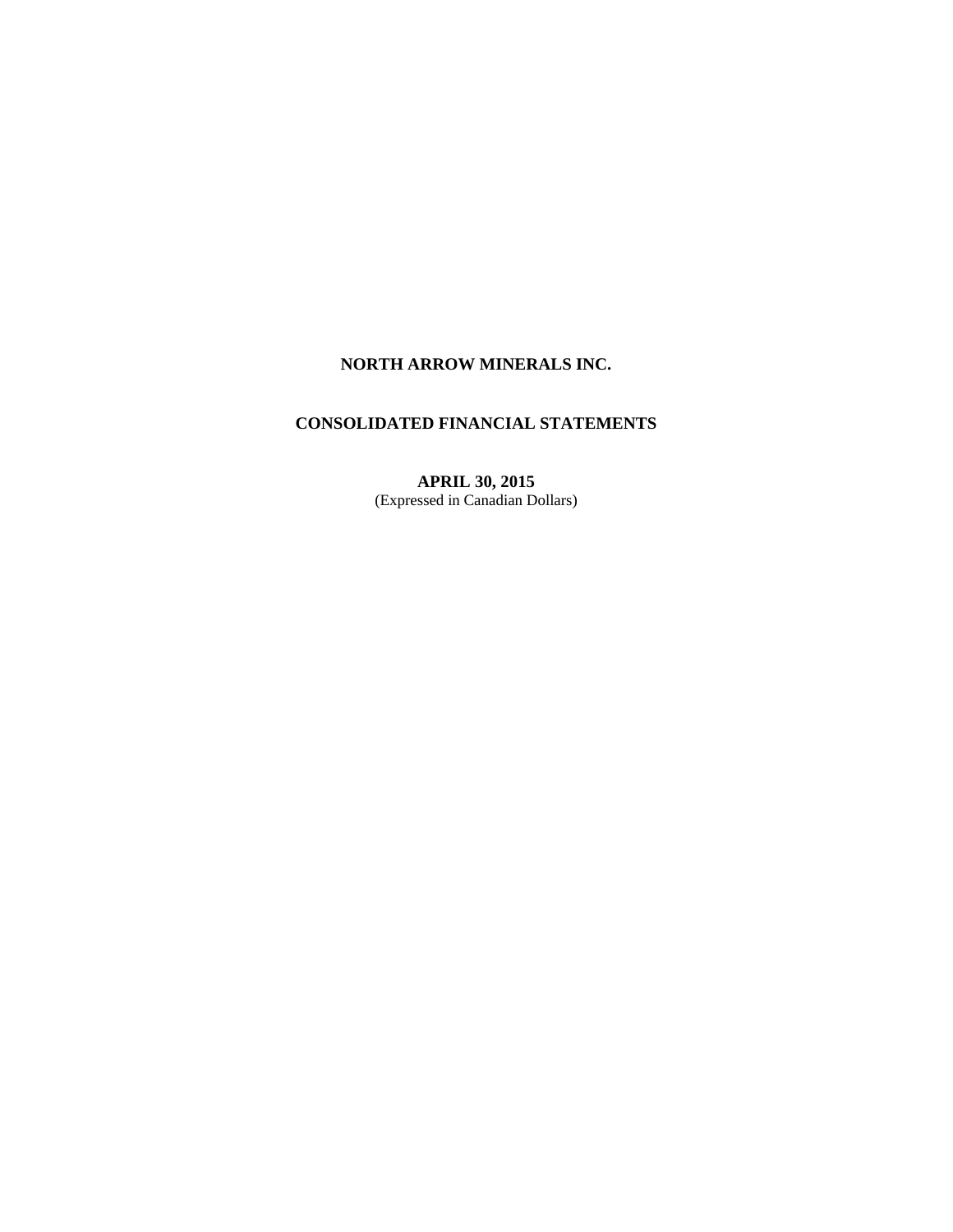**NORTH ARROW MINERALS INC.**

**CONSOLIDATED FINANCIAL STATEMENTS**

**APRIL 30, 2015**
(Expressed in Canadian Dollars)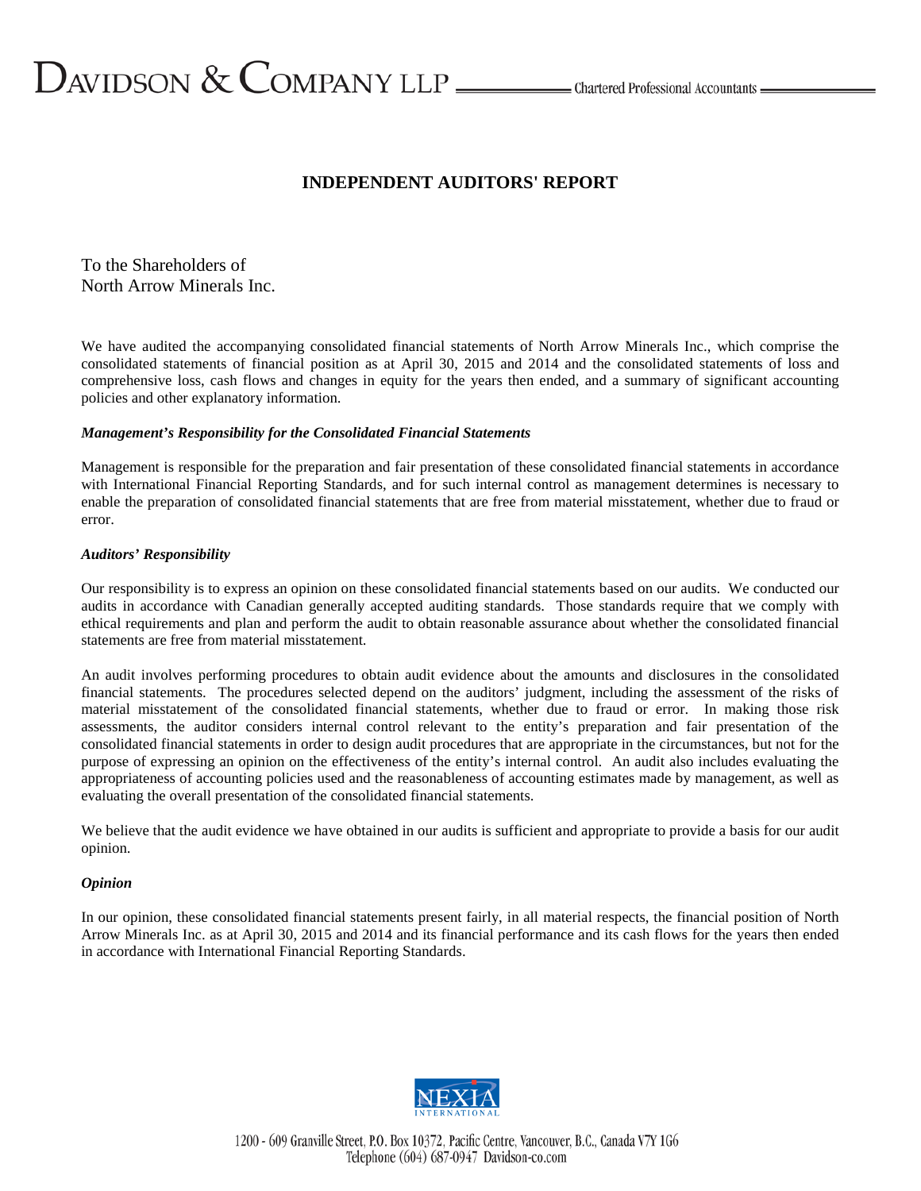DAVIDSON & COMPANY LLP — Chartered Professional Accountants

# INDEPENDENT AUDITORS' REPORT

To the Shareholders of
North Arrow Minerals Inc.

We have audited the accompanying consolidated financial statements of North Arrow Minerals Inc., which comprise the consolidated statements of financial position as at April 30, 2015 and 2014 and the consolidated statements of loss and comprehensive loss, cash flows and changes in equity for the years then ended, and a summary of significant accounting policies and other explanatory information.

***Management's Responsibility for the Consolidated Financial Statements***

Management is responsible for the preparation and fair presentation of these consolidated financial statements in accordance with International Financial Reporting Standards, and for such internal control as management determines is necessary to enable the preparation of consolidated financial statements that are free from material misstatement, whether due to fraud or error.

***Auditors' Responsibility***

Our responsibility is to express an opinion on these consolidated financial statements based on our audits. We conducted our audits in accordance with Canadian generally accepted auditing standards. Those standards require that we comply with ethical requirements and plan and perform the audit to obtain reasonable assurance about whether the consolidated financial statements are free from material misstatement.

An audit involves performing procedures to obtain audit evidence about the amounts and disclosures in the consolidated financial statements. The procedures selected depend on the auditors' judgment, including the assessment of the risks of material misstatement of the consolidated financial statements, whether due to fraud or error. In making those risk assessments, the auditor considers internal control relevant to the entity's preparation and fair presentation of the consolidated financial statements in order to design audit procedures that are appropriate in the circumstances, but not for the purpose of expressing an opinion on the effectiveness of the entity's internal control. An audit also includes evaluating the appropriateness of accounting policies used and the reasonableness of accounting estimates made by management, as well as evaluating the overall presentation of the consolidated financial statements.

We believe that the audit evidence we have obtained in our audits is sufficient and appropriate to provide a basis for our audit opinion.

***Opinion***

In our opinion, these consolidated financial statements present fairly, in all material respects, the financial position of North Arrow Minerals Inc. as at April 30, 2015 and 2014 and its financial performance and its cash flows for the years then ended in accordance with International Financial Reporting Standards.

NEXIA INTERNATIONAL

1200 - 609 Granville Street, P.O. Box 10372, Pacific Centre, Vancouver, B.C., Canada V7Y 1G6
Telephone (604) 687-0947 Davidson-co.com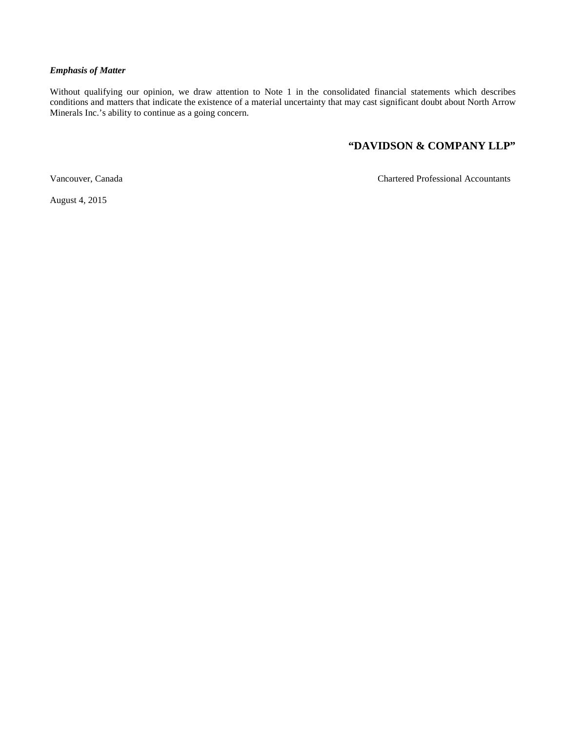***Emphasis of Matter***

Without qualifying our opinion, we draw attention to Note 1 in the consolidated financial statements which describes conditions and matters that indicate the existence of a material uncertainty that may cast significant doubt about North Arrow Minerals Inc.'s ability to continue as a going concern.

**"DAVIDSON & COMPANY LLP"**

Vancouver, Canada — Chartered Professional Accountants

August 4, 2015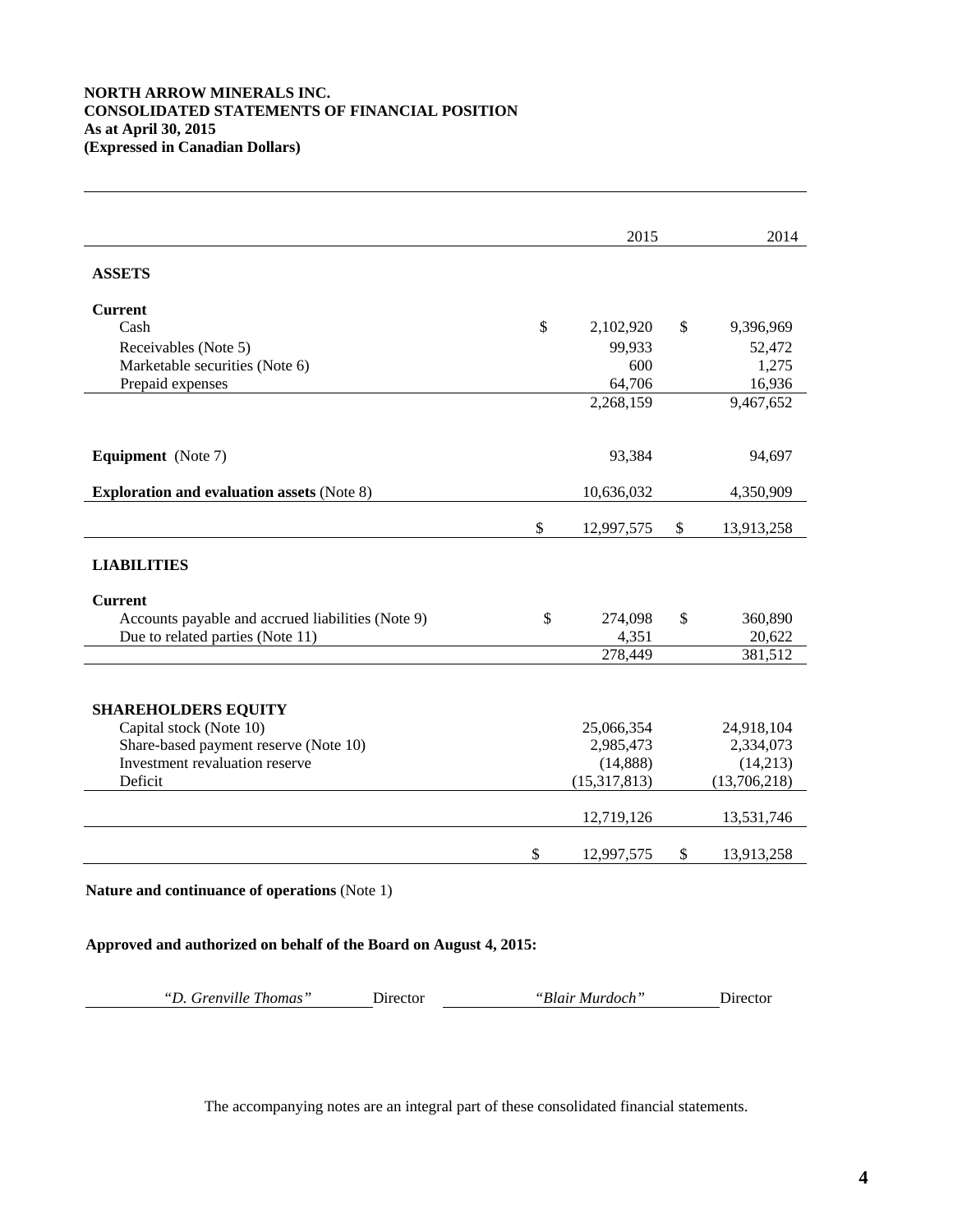**NORTH ARROW MINERALS INC.**
**CONSOLIDATED STATEMENTS OF FINANCIAL POSITION**
**As at April 30, 2015**
**(Expressed in Canadian Dollars)**

| | 2015 | 2014 |
|---|---|---|
| **ASSETS** | | |
| **Current** | | |
| Cash | $ 2,102,920 | $ 9,396,969 |
| Receivables (Note 5) | 99,933 | 52,472 |
| Marketable securities (Note 6) | 600 | 1,275 |
| Prepaid expenses | 64,706 | 16,936 |
| | 2,268,159 | 9,467,652 |
| **Equipment** (Note 7) | 93,384 | 94,697 |
| **Exploration and evaluation assets** (Note 8) | 10,636,032 | 4,350,909 |
| | $ 12,997,575 | $ 13,913,258 |
| **LIABILITIES** | | |
| **Current** | | |
| Accounts payable and accrued liabilities (Note 9) | $ 274,098 | $ 360,890 |
| Due to related parties (Note 11) | 4,351 | 20,622 |
| | 278,449 | 381,512 |
| **SHAREHOLDERS EQUITY** | | |
| Capital stock (Note 10) | 25,066,354 | 24,918,104 |
| Share-based payment reserve (Note 10) | 2,985,473 | 2,334,073 |
| Investment revaluation reserve | (14,888) | (14,213) |
| Deficit | (15,317,813) | (13,706,218) |
| | 12,719,126 | 13,531,746 |
| | $ 12,997,575 | $ 13,913,258 |

**Nature and continuance of operations** (Note 1)

**Approved and authorized on behalf of the Board on August 4, 2015:**

*"D. Grenville Thomas"* Director *"Blair Murdoch"* Director

The accompanying notes are an integral part of these consolidated financial statements.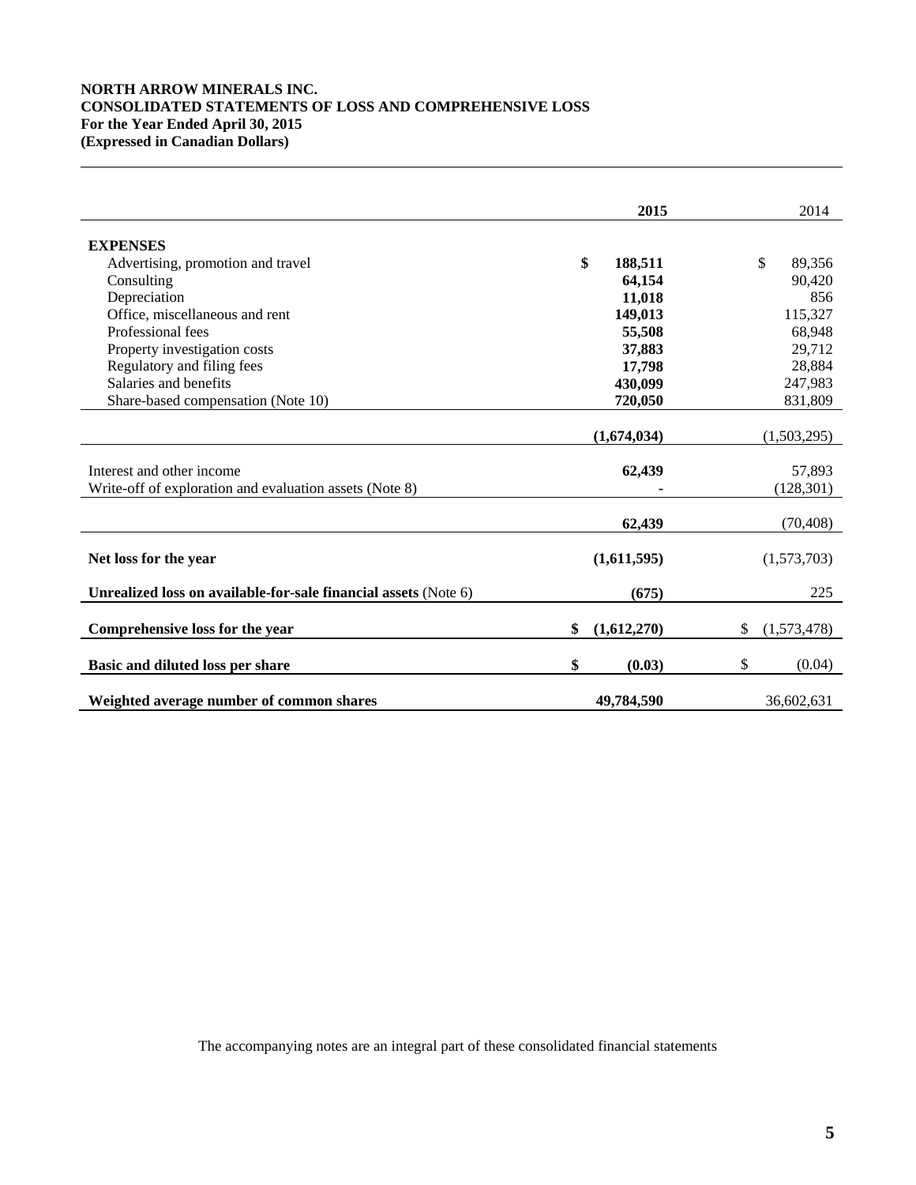**NORTH ARROW MINERALS INC.**
**CONSOLIDATED STATEMENTS OF LOSS AND COMPREHENSIVE LOSS**
**For the Year Ended April 30, 2015**
**(Expressed in Canadian Dollars)**

| | **2015** | 2014 |
|---|---|---|
| **EXPENSES** | | |
| Advertising, promotion and travel | **$ 188,511** | $ 89,356 |
| Consulting | **64,154** | 90,420 |
| Depreciation | **11,018** | 856 |
| Office, miscellaneous and rent | **149,013** | 115,327 |
| Professional fees | **55,508** | 68,948 |
| Property investigation costs | **37,883** | 29,712 |
| Regulatory and filing fees | **17,798** | 28,884 |
| Salaries and benefits | **430,099** | 247,983 |
| Share-based compensation (Note 10) | **720,050** | 831,809 |
| | **(1,674,034)** | (1,503,295) |
| Interest and other income | **62,439** | 57,893 |
| Write-off of exploration and evaluation assets (Note 8) | **-** | (128,301) |
| | **62,439** | (70,408) |
| **Net loss for the year** | **(1,611,595)** | (1,573,703) |
| **Unrealized loss on available-for-sale financial assets** (Note 6) | **(675)** | 225 |
| **Comprehensive loss for the year** | **$ (1,612,270)** | $ (1,573,478) |
| **Basic and diluted loss per share** | **$ (0.03)** | $ (0.04) |
| **Weighted average number of common shares** | **49,784,590** | 36,602,631 |

The accompanying notes are an integral part of these consolidated financial statements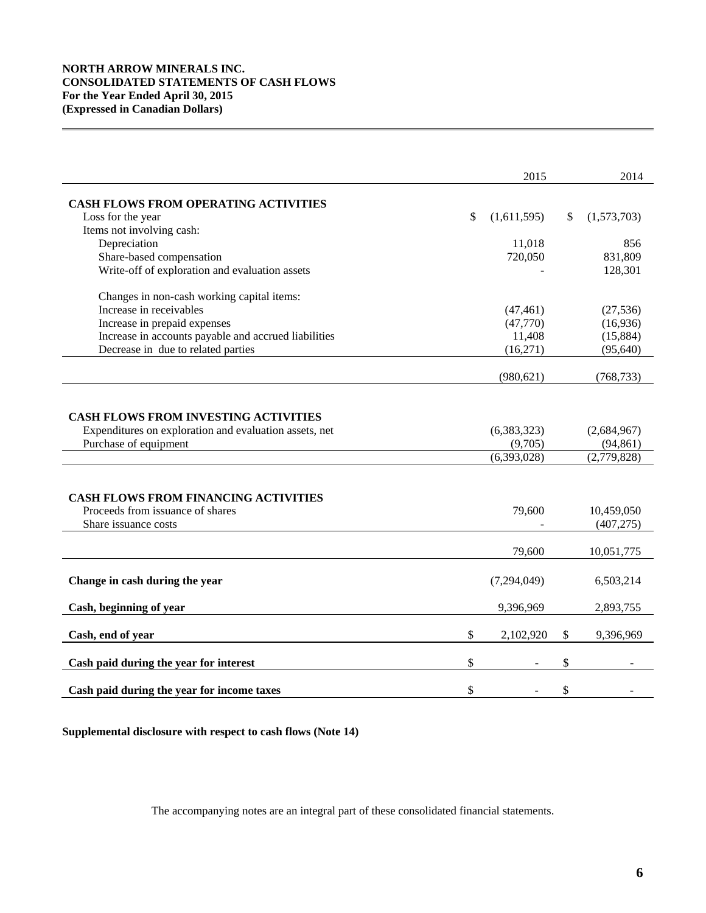**NORTH ARROW MINERALS INC.**
**CONSOLIDATED STATEMENTS OF CASH FLOWS**
**For the Year Ended April 30, 2015**
**(Expressed in Canadian Dollars)**

| | 2015 | 2014 |
|---|---|---|
| **CASH FLOWS FROM OPERATING ACTIVITIES** | | |
| Loss for the year | $ (1,611,595) | $ (1,573,703) |
| Items not involving cash: | | |
| Depreciation | 11,018 | 856 |
| Share-based compensation | 720,050 | 831,809 |
| Write-off of exploration and evaluation assets | - | 128,301 |
| Changes in non-cash working capital items: | | |
| Increase in receivables | (47,461) | (27,536) |
| Increase in prepaid expenses | (47,770) | (16,936) |
| Increase in accounts payable and accrued liabilities | 11,408 | (15,884) |
| Decrease in due to related parties | (16,271) | (95,640) |
| | (980,621) | (768,733) |
| **CASH FLOWS FROM INVESTING ACTIVITIES** | | |
| Expenditures on exploration and evaluation assets, net | (6,383,323) | (2,684,967) |
| Purchase of equipment | (9,705) | (94,861) |
| | (6,393,028) | (2,779,828) |
| **CASH FLOWS FROM FINANCING ACTIVITIES** | | |
| Proceeds from issuance of shares | 79,600 | 10,459,050 |
| Share issuance costs | - | (407,275) |
| | 79,600 | 10,051,775 |
| **Change in cash during the year** | (7,294,049) | 6,503,214 |
| **Cash, beginning of year** | 9,396,969 | 2,893,755 |
| **Cash, end of year** | $ 2,102,920 | $ 9,396,969 |
| **Cash paid during the year for interest** | $ - | $ - |
| **Cash paid during the year for income taxes** | $ - | $ - |

**Supplemental disclosure with respect to cash flows (Note 14)**

The accompanying notes are an integral part of these consolidated financial statements.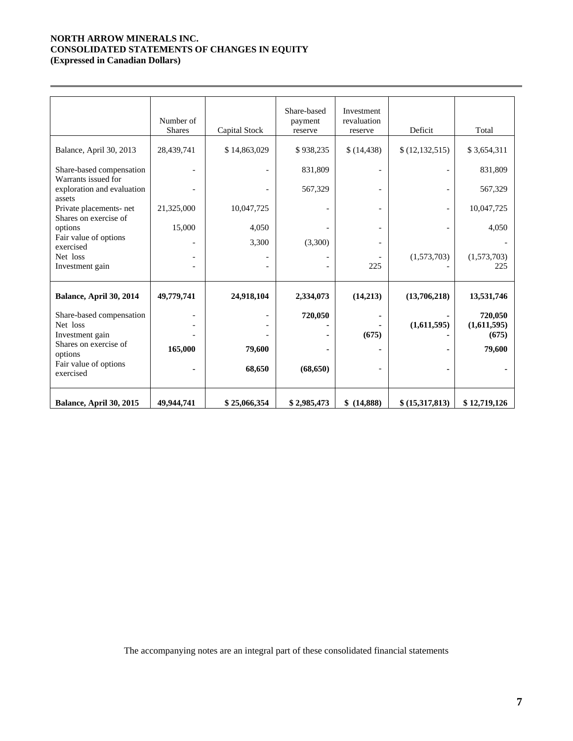**NORTH ARROW MINERALS INC.**
**CONSOLIDATED STATEMENTS OF CHANGES IN EQUITY**
**(Expressed in Canadian Dollars)**

| | Number of Shares | Capital Stock | Share-based payment reserve | Investment revaluation reserve | Deficit | Total |
|---|---|---|---|---|---|---|
| Balance, April 30, 2013 | 28,439,741 | $ 14,863,029 | $ 938,235 | $ (14,438) | $ (12,132,515) | $ 3,654,311 |
| Share-based compensation | - | - | 831,809 | - | - | 831,809 |
| Warrants issued for exploration and evaluation assets | - | - | 567,329 | - | - | 567,329 |
| Private placements- net | 21,325,000 | 10,047,725 | - | - | - | 10,047,725 |
| Shares on exercise of options | 15,000 | 4,050 | - | - | - | 4,050 |
| Fair value of options exercised | - | 3,300 | (3,300) | - | | - |
| Net loss | - | - | - | - | (1,573,703) | (1,573,703) |
| Investment gain | - | - | - | 225 | - | 225 |
| **Balance, April 30, 2014** | **49,779,741** | **24,918,104** | **2,334,073** | **(14,213)** | **(13,706,218)** | **13,531,746** |
| Share-based compensation | - | - | **720,050** | **-** | **-** | **720,050** |
| Net loss | - | - | **-** | **-** | **(1,611,595)** | **(1,611,595)** |
| Investment gain | - | - | **-** | **(675)** | **-** | **(675)** |
| Shares on exercise of options | **165,000** | **79,600** | **-** | **-** | **-** | **79,600** |
| Fair value of options exercised | **-** | **68,650** | **(68,650)** | - | **-** | **-** |
| **Balance, April 30, 2015** | **49,944,741** | **$ 25,066,354** | **$ 2,985,473** | **$ (14,888)** | **$ (15,317,813)** | **$ 12,719,126** |

The accompanying notes are an integral part of these consolidated financial statements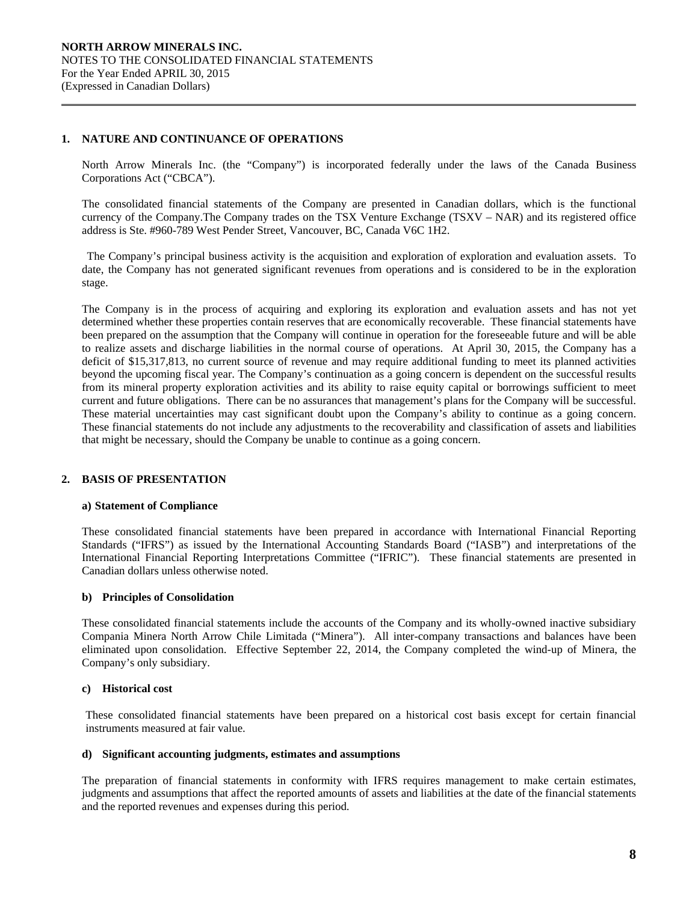## 1. NATURE AND CONTINUANCE OF OPERATIONS

North Arrow Minerals Inc. (the "Company") is incorporated federally under the laws of the Canada Business Corporations Act ("CBCA").

The consolidated financial statements of the Company are presented in Canadian dollars, which is the functional currency of the Company.The Company trades on the TSX Venture Exchange (TSXV – NAR) and its registered office address is Ste. #960-789 West Pender Street, Vancouver, BC, Canada V6C 1H2.

The Company's principal business activity is the acquisition and exploration of exploration and evaluation assets. To date, the Company has not generated significant revenues from operations and is considered to be in the exploration stage.

The Company is in the process of acquiring and exploring its exploration and evaluation assets and has not yet determined whether these properties contain reserves that are economically recoverable. These financial statements have been prepared on the assumption that the Company will continue in operation for the foreseeable future and will be able to realize assets and discharge liabilities in the normal course of operations. At April 30, 2015, the Company has a deficit of $15,317,813, no current source of revenue and may require additional funding to meet its planned activities beyond the upcoming fiscal year. The Company's continuation as a going concern is dependent on the successful results from its mineral property exploration activities and its ability to raise equity capital or borrowings sufficient to meet current and future obligations. There can be no assurances that management's plans for the Company will be successful. These material uncertainties may cast significant doubt upon the Company's ability to continue as a going concern. These financial statements do not include any adjustments to the recoverability and classification of assets and liabilities that might be necessary, should the Company be unable to continue as a going concern.

## 2. BASIS OF PRESENTATION

### a) Statement of Compliance

These consolidated financial statements have been prepared in accordance with International Financial Reporting Standards ("IFRS") as issued by the International Accounting Standards Board ("IASB") and interpretations of the International Financial Reporting Interpretations Committee ("IFRIC"). These financial statements are presented in Canadian dollars unless otherwise noted.

### b) Principles of Consolidation

These consolidated financial statements include the accounts of the Company and its wholly-owned inactive subsidiary Compania Minera North Arrow Chile Limitada ("Minera"). All inter-company transactions and balances have been eliminated upon consolidation. Effective September 22, 2014, the Company completed the wind-up of Minera, the Company's only subsidiary.

### c) Historical cost

These consolidated financial statements have been prepared on a historical cost basis except for certain financial instruments measured at fair value.

### d) Significant accounting judgments, estimates and assumptions

The preparation of financial statements in conformity with IFRS requires management to make certain estimates, judgments and assumptions that affect the reported amounts of assets and liabilities at the date of the financial statements and the reported revenues and expenses during this period.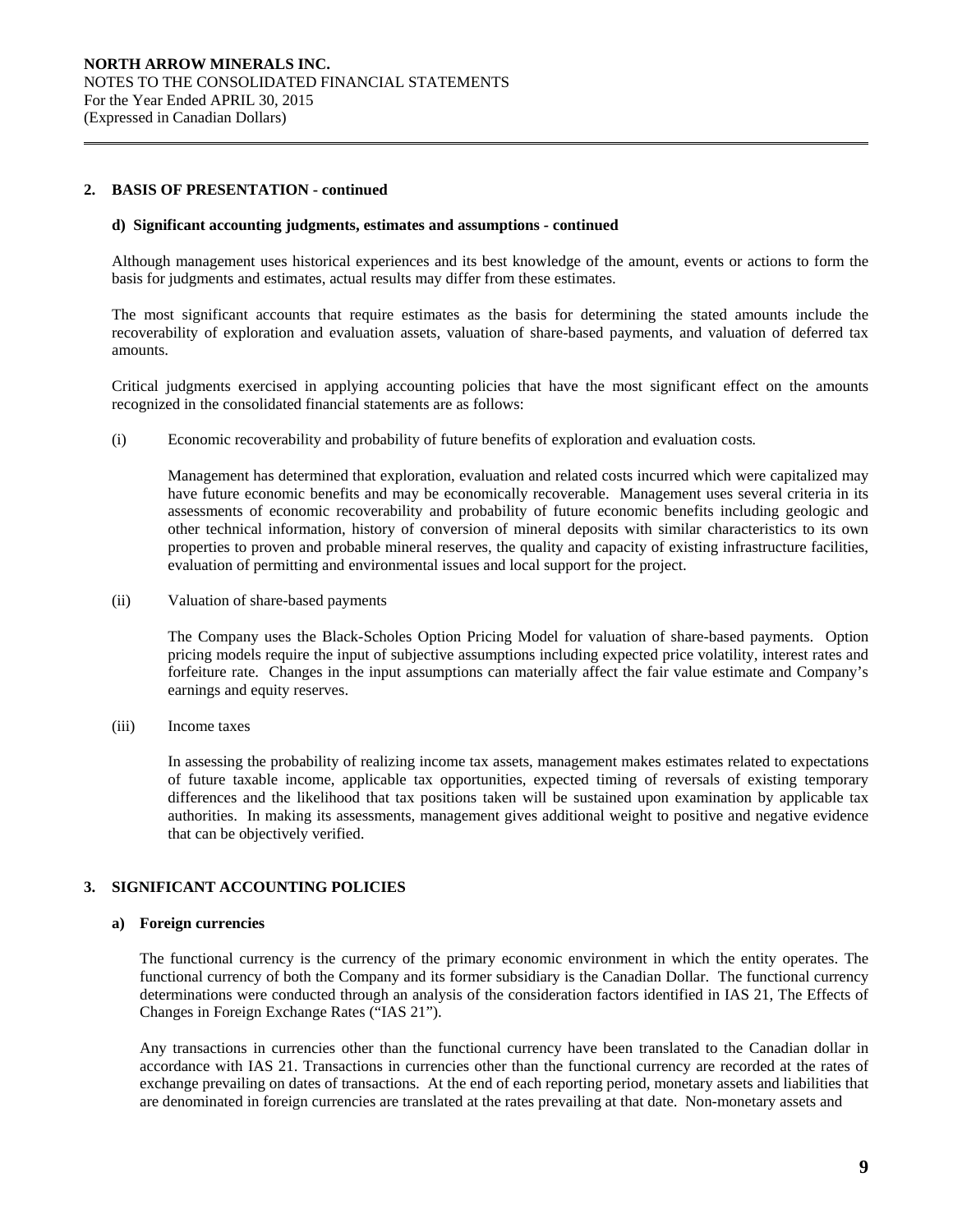## 2. BASIS OF PRESENTATION - continued

### d) Significant accounting judgments, estimates and assumptions - continued

Although management uses historical experiences and its best knowledge of the amount, events or actions to form the basis for judgments and estimates, actual results may differ from these estimates.

The most significant accounts that require estimates as the basis for determining the stated amounts include the recoverability of exploration and evaluation assets, valuation of share-based payments, and valuation of deferred tax amounts.

Critical judgments exercised in applying accounting policies that have the most significant effect on the amounts recognized in the consolidated financial statements are as follows:

(i) Economic recoverability and probability of future benefits of exploration and evaluation costs*.*

Management has determined that exploration, evaluation and related costs incurred which were capitalized may have future economic benefits and may be economically recoverable. Management uses several criteria in its assessments of economic recoverability and probability of future economic benefits including geologic and other technical information, history of conversion of mineral deposits with similar characteristics to its own properties to proven and probable mineral reserves, the quality and capacity of existing infrastructure facilities, evaluation of permitting and environmental issues and local support for the project.

(ii) Valuation of share-based payments

The Company uses the Black-Scholes Option Pricing Model for valuation of share-based payments. Option pricing models require the input of subjective assumptions including expected price volatility, interest rates and forfeiture rate. Changes in the input assumptions can materially affect the fair value estimate and Company's earnings and equity reserves.

(iii) Income taxes

In assessing the probability of realizing income tax assets, management makes estimates related to expectations of future taxable income, applicable tax opportunities, expected timing of reversals of existing temporary differences and the likelihood that tax positions taken will be sustained upon examination by applicable tax authorities. In making its assessments, management gives additional weight to positive and negative evidence that can be objectively verified.

## 3. SIGNIFICANT ACCOUNTING POLICIES

### a) Foreign currencies

The functional currency is the currency of the primary economic environment in which the entity operates. The functional currency of both the Company and its former subsidiary is the Canadian Dollar. The functional currency determinations were conducted through an analysis of the consideration factors identified in IAS 21, The Effects of Changes in Foreign Exchange Rates ("IAS 21").

Any transactions in currencies other than the functional currency have been translated to the Canadian dollar in accordance with IAS 21. Transactions in currencies other than the functional currency are recorded at the rates of exchange prevailing on dates of transactions. At the end of each reporting period, monetary assets and liabilities that are denominated in foreign currencies are translated at the rates prevailing at that date. Non-monetary assets and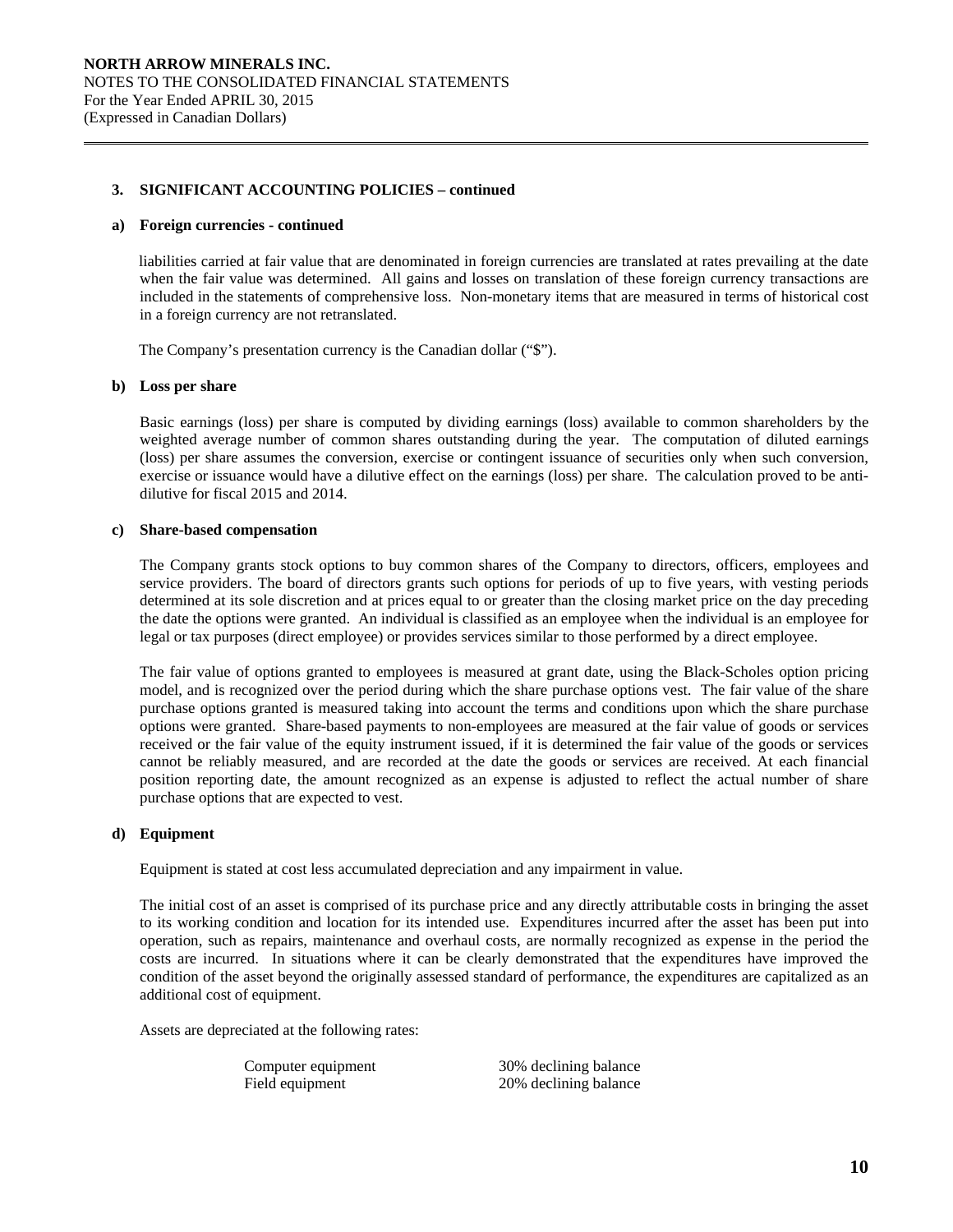## 3. SIGNIFICANT ACCOUNTING POLICIES – continued

### a) Foreign currencies - continued

liabilities carried at fair value that are denominated in foreign currencies are translated at rates prevailing at the date when the fair value was determined. All gains and losses on translation of these foreign currency transactions are included in the statements of comprehensive loss. Non-monetary items that are measured in terms of historical cost in a foreign currency are not retranslated.

The Company's presentation currency is the Canadian dollar ("$").

### b) Loss per share

Basic earnings (loss) per share is computed by dividing earnings (loss) available to common shareholders by the weighted average number of common shares outstanding during the year. The computation of diluted earnings (loss) per share assumes the conversion, exercise or contingent issuance of securities only when such conversion, exercise or issuance would have a dilutive effect on the earnings (loss) per share. The calculation proved to be anti-dilutive for fiscal 2015 and 2014.

### c) Share-based compensation

The Company grants stock options to buy common shares of the Company to directors, officers, employees and service providers. The board of directors grants such options for periods of up to five years, with vesting periods determined at its sole discretion and at prices equal to or greater than the closing market price on the day preceding the date the options were granted. An individual is classified as an employee when the individual is an employee for legal or tax purposes (direct employee) or provides services similar to those performed by a direct employee.

The fair value of options granted to employees is measured at grant date, using the Black-Scholes option pricing model, and is recognized over the period during which the share purchase options vest. The fair value of the share purchase options granted is measured taking into account the terms and conditions upon which the share purchase options were granted. Share-based payments to non-employees are measured at the fair value of goods or services received or the fair value of the equity instrument issued, if it is determined the fair value of the goods or services cannot be reliably measured, and are recorded at the date the goods or services are received. At each financial position reporting date, the amount recognized as an expense is adjusted to reflect the actual number of share purchase options that are expected to vest.

### d) Equipment

Equipment is stated at cost less accumulated depreciation and any impairment in value.

The initial cost of an asset is comprised of its purchase price and any directly attributable costs in bringing the asset to its working condition and location for its intended use. Expenditures incurred after the asset has been put into operation, such as repairs, maintenance and overhaul costs, are normally recognized as expense in the period the costs are incurred. In situations where it can be clearly demonstrated that the expenditures have improved the condition of the asset beyond the originally assessed standard of performance, the expenditures are capitalized as an additional cost of equipment.

Assets are depreciated at the following rates:

| | |
|---|---|
| Computer equipment | 30% declining balance |
| Field equipment | 20% declining balance |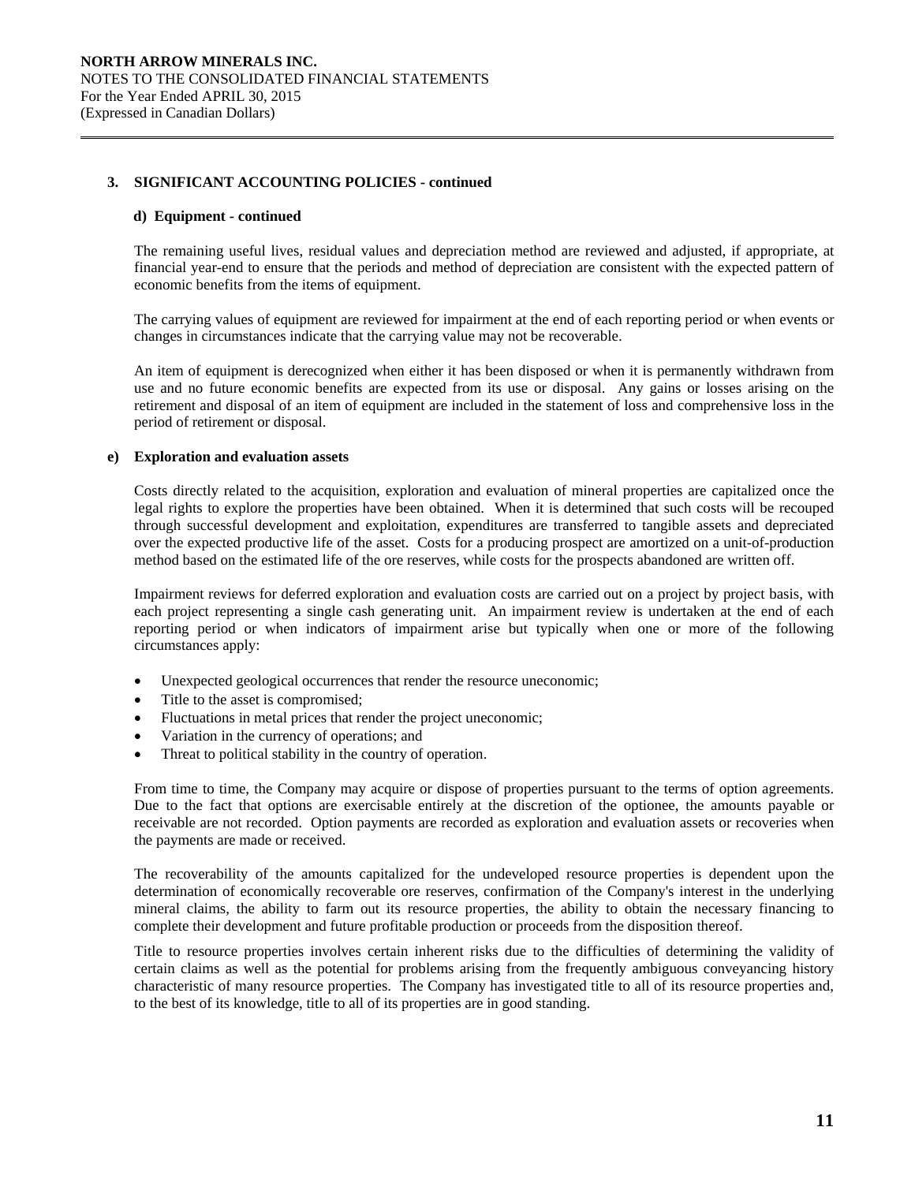## 3. SIGNIFICANT ACCOUNTING POLICIES - continued

### d) Equipment - continued

The remaining useful lives, residual values and depreciation method are reviewed and adjusted, if appropriate, at financial year-end to ensure that the periods and method of depreciation are consistent with the expected pattern of economic benefits from the items of equipment.

The carrying values of equipment are reviewed for impairment at the end of each reporting period or when events or changes in circumstances indicate that the carrying value may not be recoverable.

An item of equipment is derecognized when either it has been disposed or when it is permanently withdrawn from use and no future economic benefits are expected from its use or disposal. Any gains or losses arising on the retirement and disposal of an item of equipment are included in the statement of loss and comprehensive loss in the period of retirement or disposal.

### e) Exploration and evaluation assets

Costs directly related to the acquisition, exploration and evaluation of mineral properties are capitalized once the legal rights to explore the properties have been obtained. When it is determined that such costs will be recouped through successful development and exploitation, expenditures are transferred to tangible assets and depreciated over the expected productive life of the asset. Costs for a producing prospect are amortized on a unit-of-production method based on the estimated life of the ore reserves, while costs for the prospects abandoned are written off.

Impairment reviews for deferred exploration and evaluation costs are carried out on a project by project basis, with each project representing a single cash generating unit. An impairment review is undertaken at the end of each reporting period or when indicators of impairment arise but typically when one or more of the following circumstances apply:

- Unexpected geological occurrences that render the resource uneconomic;
- Title to the asset is compromised;
- Fluctuations in metal prices that render the project uneconomic;
- Variation in the currency of operations; and
- Threat to political stability in the country of operation.

From time to time, the Company may acquire or dispose of properties pursuant to the terms of option agreements. Due to the fact that options are exercisable entirely at the discretion of the optionee, the amounts payable or receivable are not recorded. Option payments are recorded as exploration and evaluation assets or recoveries when the payments are made or received.

The recoverability of the amounts capitalized for the undeveloped resource properties is dependent upon the determination of economically recoverable ore reserves, confirmation of the Company's interest in the underlying mineral claims, the ability to farm out its resource properties, the ability to obtain the necessary financing to complete their development and future profitable production or proceeds from the disposition thereof.

Title to resource properties involves certain inherent risks due to the difficulties of determining the validity of certain claims as well as the potential for problems arising from the frequently ambiguous conveyancing history characteristic of many resource properties. The Company has investigated title to all of its resource properties and, to the best of its knowledge, title to all of its properties are in good standing.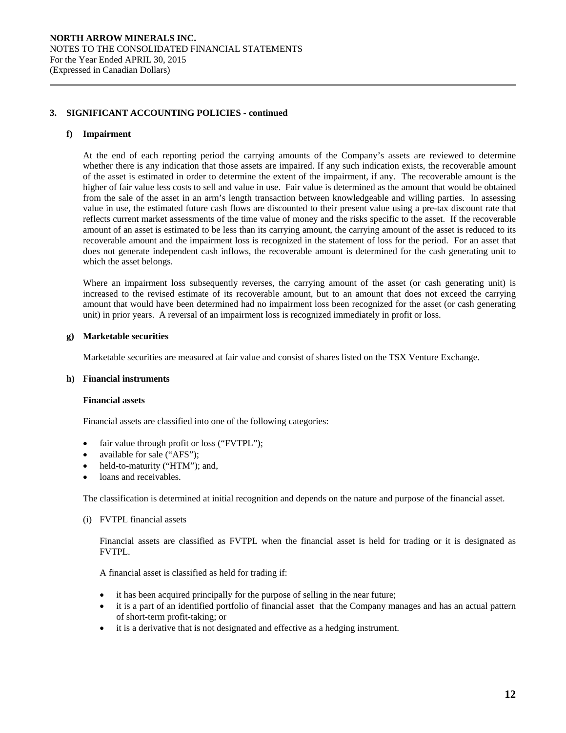## 3. SIGNIFICANT ACCOUNTING POLICIES - continued

### f) Impairment

At the end of each reporting period the carrying amounts of the Company's assets are reviewed to determine whether there is any indication that those assets are impaired. If any such indication exists, the recoverable amount of the asset is estimated in order to determine the extent of the impairment, if any. The recoverable amount is the higher of fair value less costs to sell and value in use. Fair value is determined as the amount that would be obtained from the sale of the asset in an arm's length transaction between knowledgeable and willing parties. In assessing value in use, the estimated future cash flows are discounted to their present value using a pre-tax discount rate that reflects current market assessments of the time value of money and the risks specific to the asset. If the recoverable amount of an asset is estimated to be less than its carrying amount, the carrying amount of the asset is reduced to its recoverable amount and the impairment loss is recognized in the statement of loss for the period. For an asset that does not generate independent cash inflows, the recoverable amount is determined for the cash generating unit to which the asset belongs.

Where an impairment loss subsequently reverses, the carrying amount of the asset (or cash generating unit) is increased to the revised estimate of its recoverable amount, but to an amount that does not exceed the carrying amount that would have been determined had no impairment loss been recognized for the asset (or cash generating unit) in prior years. A reversal of an impairment loss is recognized immediately in profit or loss.

### g) Marketable securities

Marketable securities are measured at fair value and consist of shares listed on the TSX Venture Exchange.

### h) Financial instruments

**Financial assets**

Financial assets are classified into one of the following categories:

- fair value through profit or loss ("FVTPL");
- available for sale ("AFS");
- held-to-maturity ("HTM"); and,
- loans and receivables.

The classification is determined at initial recognition and depends on the nature and purpose of the financial asset.

(i) FVTPL financial assets

Financial assets are classified as FVTPL when the financial asset is held for trading or it is designated as FVTPL.

A financial asset is classified as held for trading if:

- it has been acquired principally for the purpose of selling in the near future;
- it is a part of an identified portfolio of financial asset that the Company manages and has an actual pattern of short-term profit-taking; or
- it is a derivative that is not designated and effective as a hedging instrument.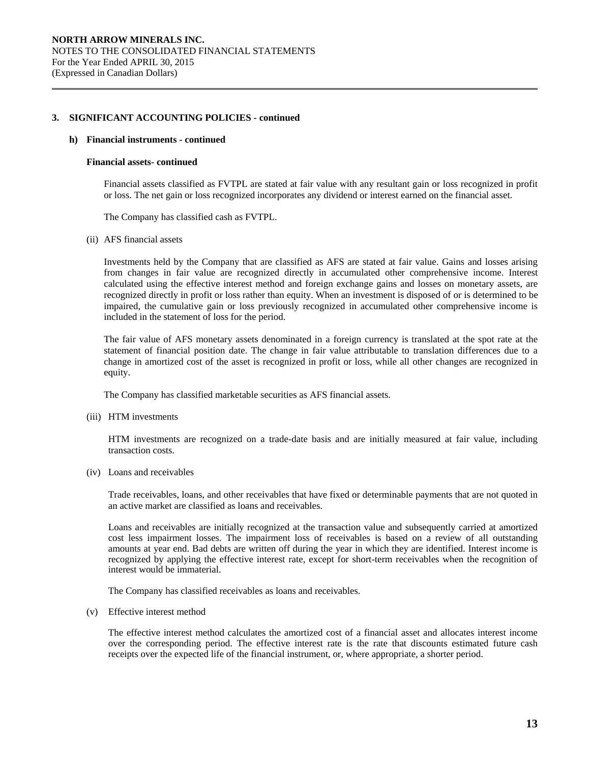### 3. SIGNIFICANT ACCOUNTING POLICIES - continued

#### h) Financial instruments - continued

**Financial assets- continued**

Financial assets classified as FVTPL are stated at fair value with any resultant gain or loss recognized in profit or loss. The net gain or loss recognized incorporates any dividend or interest earned on the financial asset.

The Company has classified cash as FVTPL.

(ii) AFS financial assets

Investments held by the Company that are classified as AFS are stated at fair value. Gains and losses arising from changes in fair value are recognized directly in accumulated other comprehensive income. Interest calculated using the effective interest method and foreign exchange gains and losses on monetary assets, are recognized directly in profit or loss rather than equity. When an investment is disposed of or is determined to be impaired, the cumulative gain or loss previously recognized in accumulated other comprehensive income is included in the statement of loss for the period.

The fair value of AFS monetary assets denominated in a foreign currency is translated at the spot rate at the statement of financial position date. The change in fair value attributable to translation differences due to a change in amortized cost of the asset is recognized in profit or loss, while all other changes are recognized in equity.

The Company has classified marketable securities as AFS financial assets.

(iii) HTM investments

HTM investments are recognized on a trade-date basis and are initially measured at fair value, including transaction costs.

(iv) Loans and receivables

Trade receivables, loans, and other receivables that have fixed or determinable payments that are not quoted in an active market are classified as loans and receivables.

Loans and receivables are initially recognized at the transaction value and subsequently carried at amortized cost less impairment losses. The impairment loss of receivables is based on a review of all outstanding amounts at year end. Bad debts are written off during the year in which they are identified. Interest income is recognized by applying the effective interest rate, except for short-term receivables when the recognition of interest would be immaterial.

The Company has classified receivables as loans and receivables.

(v) Effective interest method

The effective interest method calculates the amortized cost of a financial asset and allocates interest income over the corresponding period. The effective interest rate is the rate that discounts estimated future cash receipts over the expected life of the financial instrument, or, where appropriate, a shorter period.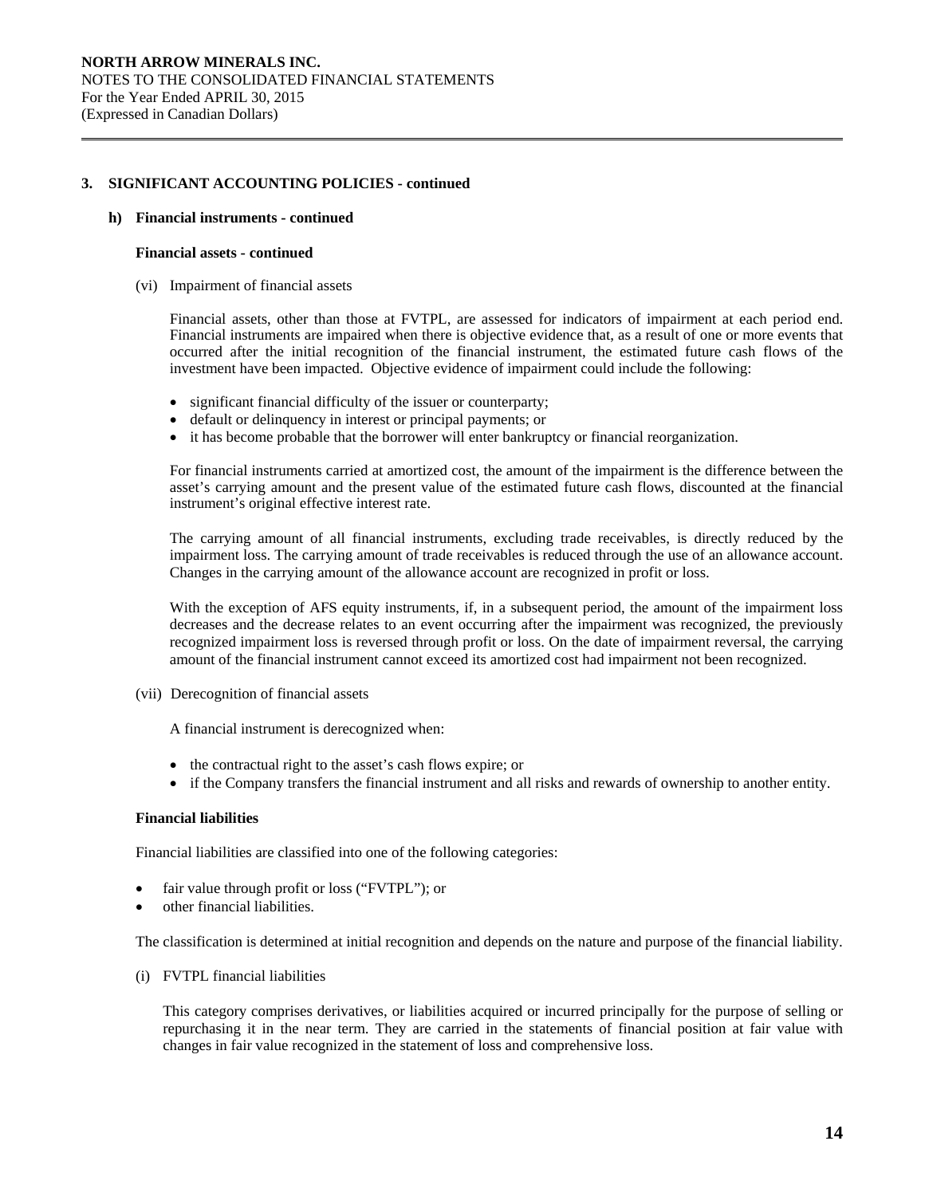## 3. SIGNIFICANT ACCOUNTING POLICIES - continued

### h) Financial instruments - continued

**Financial assets - continued**

(vi) Impairment of financial assets

Financial assets, other than those at FVTPL, are assessed for indicators of impairment at each period end. Financial instruments are impaired when there is objective evidence that, as a result of one or more events that occurred after the initial recognition of the financial instrument, the estimated future cash flows of the investment have been impacted. Objective evidence of impairment could include the following:

- significant financial difficulty of the issuer or counterparty;
- default or delinquency in interest or principal payments; or
- it has become probable that the borrower will enter bankruptcy or financial reorganization.

For financial instruments carried at amortized cost, the amount of the impairment is the difference between the asset's carrying amount and the present value of the estimated future cash flows, discounted at the financial instrument's original effective interest rate.

The carrying amount of all financial instruments, excluding trade receivables, is directly reduced by the impairment loss. The carrying amount of trade receivables is reduced through the use of an allowance account. Changes in the carrying amount of the allowance account are recognized in profit or loss.

With the exception of AFS equity instruments, if, in a subsequent period, the amount of the impairment loss decreases and the decrease relates to an event occurring after the impairment was recognized, the previously recognized impairment loss is reversed through profit or loss. On the date of impairment reversal, the carrying amount of the financial instrument cannot exceed its amortized cost had impairment not been recognized.

(vii) Derecognition of financial assets

A financial instrument is derecognized when:

- the contractual right to the asset's cash flows expire; or
- if the Company transfers the financial instrument and all risks and rewards of ownership to another entity.

**Financial liabilities**

Financial liabilities are classified into one of the following categories:

- fair value through profit or loss ("FVTPL"); or
- other financial liabilities.

The classification is determined at initial recognition and depends on the nature and purpose of the financial liability.

(i) FVTPL financial liabilities

This category comprises derivatives, or liabilities acquired or incurred principally for the purpose of selling or repurchasing it in the near term. They are carried in the statements of financial position at fair value with changes in fair value recognized in the statement of loss and comprehensive loss.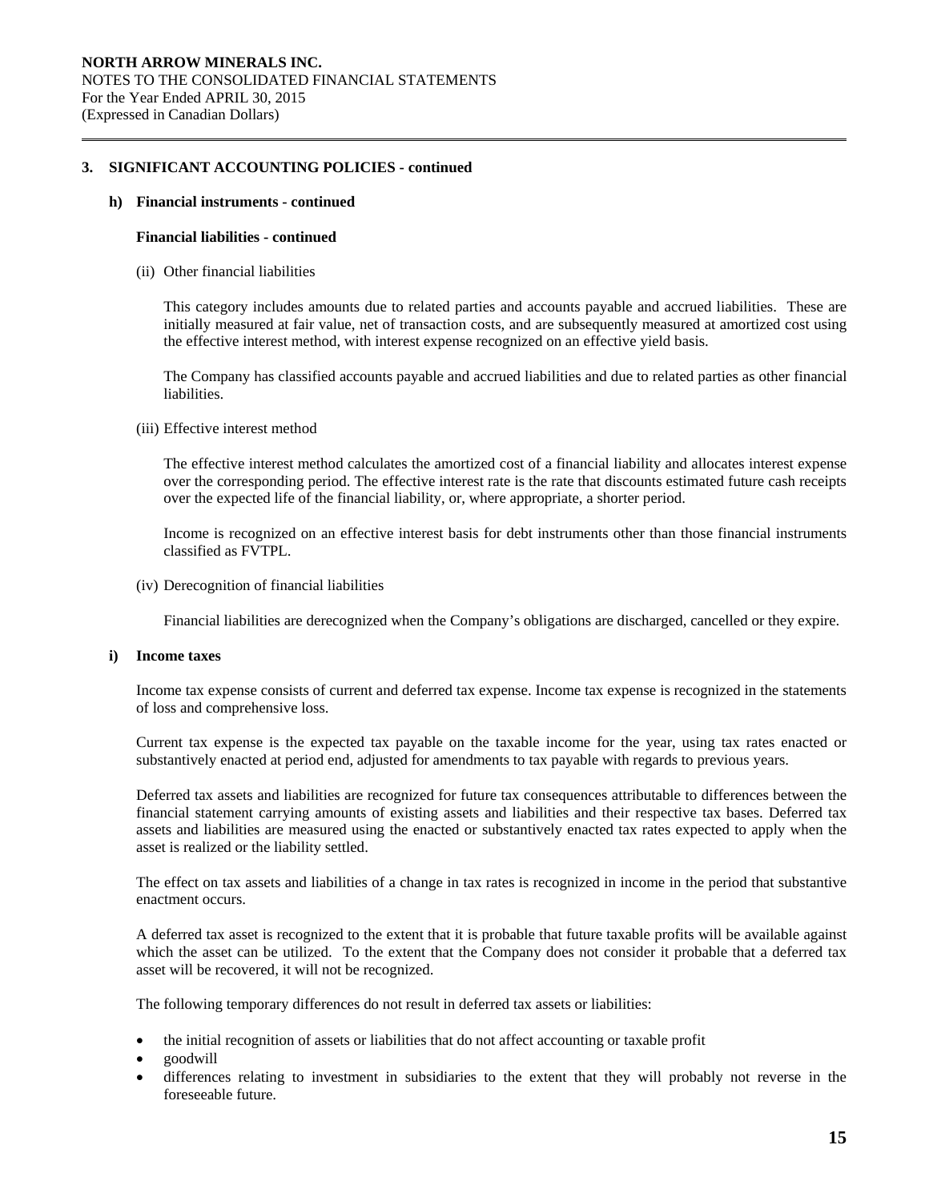## 3. SIGNIFICANT ACCOUNTING POLICIES - continued

### h) Financial instruments - continued

**Financial liabilities - continued**

(ii) Other financial liabilities

This category includes amounts due to related parties and accounts payable and accrued liabilities. These are initially measured at fair value, net of transaction costs, and are subsequently measured at amortized cost using the effective interest method, with interest expense recognized on an effective yield basis.

The Company has classified accounts payable and accrued liabilities and due to related parties as other financial liabilities.

(iii) Effective interest method

The effective interest method calculates the amortized cost of a financial liability and allocates interest expense over the corresponding period. The effective interest rate is the rate that discounts estimated future cash receipts over the expected life of the financial liability, or, where appropriate, a shorter period.

Income is recognized on an effective interest basis for debt instruments other than those financial instruments classified as FVTPL.

(iv) Derecognition of financial liabilities

Financial liabilities are derecognized when the Company's obligations are discharged, cancelled or they expire.

### i) Income taxes

Income tax expense consists of current and deferred tax expense. Income tax expense is recognized in the statements of loss and comprehensive loss.

Current tax expense is the expected tax payable on the taxable income for the year, using tax rates enacted or substantively enacted at period end, adjusted for amendments to tax payable with regards to previous years.

Deferred tax assets and liabilities are recognized for future tax consequences attributable to differences between the financial statement carrying amounts of existing assets and liabilities and their respective tax bases. Deferred tax assets and liabilities are measured using the enacted or substantively enacted tax rates expected to apply when the asset is realized or the liability settled.

The effect on tax assets and liabilities of a change in tax rates is recognized in income in the period that substantive enactment occurs.

A deferred tax asset is recognized to the extent that it is probable that future taxable profits will be available against which the asset can be utilized. To the extent that the Company does not consider it probable that a deferred tax asset will be recovered, it will not be recognized.

The following temporary differences do not result in deferred tax assets or liabilities:

- the initial recognition of assets or liabilities that do not affect accounting or taxable profit
- goodwill
- differences relating to investment in subsidiaries to the extent that they will probably not reverse in the foreseeable future.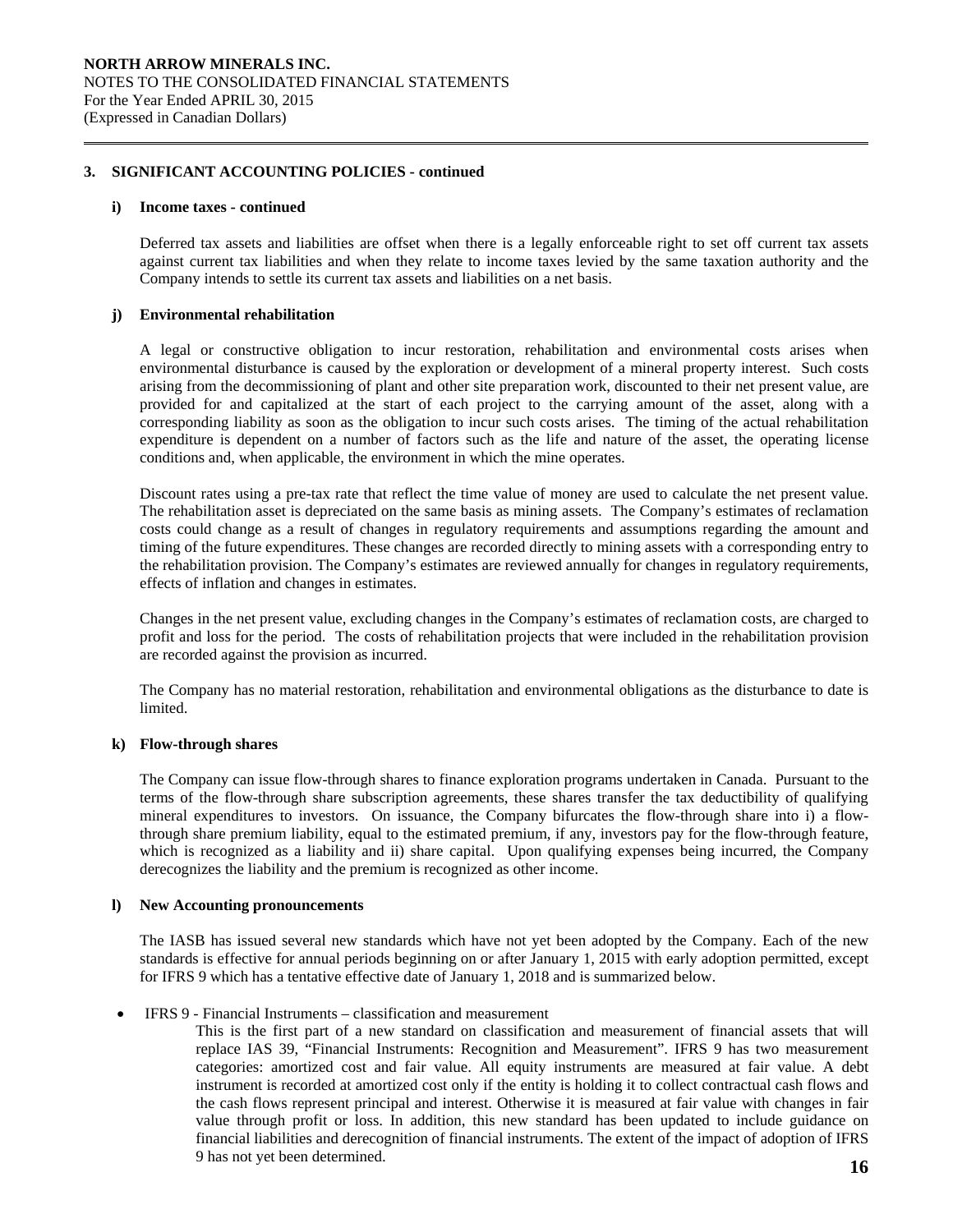## 3. SIGNIFICANT ACCOUNTING POLICIES - continued

### i) Income taxes - continued

Deferred tax assets and liabilities are offset when there is a legally enforceable right to set off current tax assets against current tax liabilities and when they relate to income taxes levied by the same taxation authority and the Company intends to settle its current tax assets and liabilities on a net basis.

### j) Environmental rehabilitation

A legal or constructive obligation to incur restoration, rehabilitation and environmental costs arises when environmental disturbance is caused by the exploration or development of a mineral property interest. Such costs arising from the decommissioning of plant and other site preparation work, discounted to their net present value, are provided for and capitalized at the start of each project to the carrying amount of the asset, along with a corresponding liability as soon as the obligation to incur such costs arises. The timing of the actual rehabilitation expenditure is dependent on a number of factors such as the life and nature of the asset, the operating license conditions and, when applicable, the environment in which the mine operates.

Discount rates using a pre-tax rate that reflect the time value of money are used to calculate the net present value. The rehabilitation asset is depreciated on the same basis as mining assets. The Company's estimates of reclamation costs could change as a result of changes in regulatory requirements and assumptions regarding the amount and timing of the future expenditures. These changes are recorded directly to mining assets with a corresponding entry to the rehabilitation provision. The Company's estimates are reviewed annually for changes in regulatory requirements, effects of inflation and changes in estimates.

Changes in the net present value, excluding changes in the Company's estimates of reclamation costs, are charged to profit and loss for the period. The costs of rehabilitation projects that were included in the rehabilitation provision are recorded against the provision as incurred.

The Company has no material restoration, rehabilitation and environmental obligations as the disturbance to date is limited.

### k) Flow-through shares

The Company can issue flow-through shares to finance exploration programs undertaken in Canada. Pursuant to the terms of the flow-through share subscription agreements, these shares transfer the tax deductibility of qualifying mineral expenditures to investors. On issuance, the Company bifurcates the flow-through share into i) a flow-through share premium liability, equal to the estimated premium, if any, investors pay for the flow-through feature, which is recognized as a liability and ii) share capital. Upon qualifying expenses being incurred, the Company derecognizes the liability and the premium is recognized as other income.

### l) New Accounting pronouncements

The IASB has issued several new standards which have not yet been adopted by the Company. Each of the new standards is effective for annual periods beginning on or after January 1, 2015 with early adoption permitted, except for IFRS 9 which has a tentative effective date of January 1, 2018 and is summarized below.

- IFRS 9 - Financial Instruments – classification and measurement

  This is the first part of a new standard on classification and measurement of financial assets that will replace IAS 39, "Financial Instruments: Recognition and Measurement". IFRS 9 has two measurement categories: amortized cost and fair value. All equity instruments are measured at fair value. A debt instrument is recorded at amortized cost only if the entity is holding it to collect contractual cash flows and the cash flows represent principal and interest. Otherwise it is measured at fair value with changes in fair value through profit or loss. In addition, this new standard has been updated to include guidance on financial liabilities and derecognition of financial instruments. The extent of the impact of adoption of IFRS 9 has not yet been determined.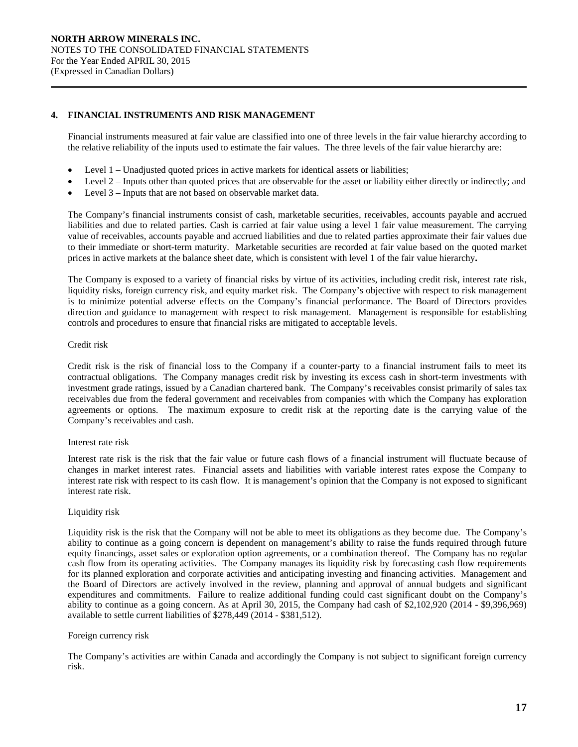## 4. FINANCIAL INSTRUMENTS AND RISK MANAGEMENT

Financial instruments measured at fair value are classified into one of three levels in the fair value hierarchy according to the relative reliability of the inputs used to estimate the fair values. The three levels of the fair value hierarchy are:

- Level 1 – Unadjusted quoted prices in active markets for identical assets or liabilities;
- Level 2 – Inputs other than quoted prices that are observable for the asset or liability either directly or indirectly; and
- Level 3 – Inputs that are not based on observable market data.

The Company's financial instruments consist of cash, marketable securities, receivables, accounts payable and accrued liabilities and due to related parties. Cash is carried at fair value using a level 1 fair value measurement. The carrying value of receivables, accounts payable and accrued liabilities and due to related parties approximate their fair values due to their immediate or short-term maturity. Marketable securities are recorded at fair value based on the quoted market prices in active markets at the balance sheet date, which is consistent with level 1 of the fair value hierarchy**.**

The Company is exposed to a variety of financial risks by virtue of its activities, including credit risk, interest rate risk, liquidity risks, foreign currency risk, and equity market risk. The Company's objective with respect to risk management is to minimize potential adverse effects on the Company's financial performance. The Board of Directors provides direction and guidance to management with respect to risk management. Management is responsible for establishing controls and procedures to ensure that financial risks are mitigated to acceptable levels.

Credit risk

Credit risk is the risk of financial loss to the Company if a counter-party to a financial instrument fails to meet its contractual obligations. The Company manages credit risk by investing its excess cash in short-term investments with investment grade ratings, issued by a Canadian chartered bank. The Company's receivables consist primarily of sales tax receivables due from the federal government and receivables from companies with which the Company has exploration agreements or options. The maximum exposure to credit risk at the reporting date is the carrying value of the Company's receivables and cash.

Interest rate risk

Interest rate risk is the risk that the fair value or future cash flows of a financial instrument will fluctuate because of changes in market interest rates. Financial assets and liabilities with variable interest rates expose the Company to interest rate risk with respect to its cash flow. It is management's opinion that the Company is not exposed to significant interest rate risk.

Liquidity risk

Liquidity risk is the risk that the Company will not be able to meet its obligations as they become due. The Company's ability to continue as a going concern is dependent on management's ability to raise the funds required through future equity financings, asset sales or exploration option agreements, or a combination thereof. The Company has no regular cash flow from its operating activities. The Company manages its liquidity risk by forecasting cash flow requirements for its planned exploration and corporate activities and anticipating investing and financing activities. Management and the Board of Directors are actively involved in the review, planning and approval of annual budgets and significant expenditures and commitments. Failure to realize additional funding could cast significant doubt on the Company's ability to continue as a going concern. As at April 30, 2015, the Company had cash of $2,102,920 (2014 - $9,396,969) available to settle current liabilities of $278,449 (2014 - $381,512).

Foreign currency risk

The Company's activities are within Canada and accordingly the Company is not subject to significant foreign currency risk.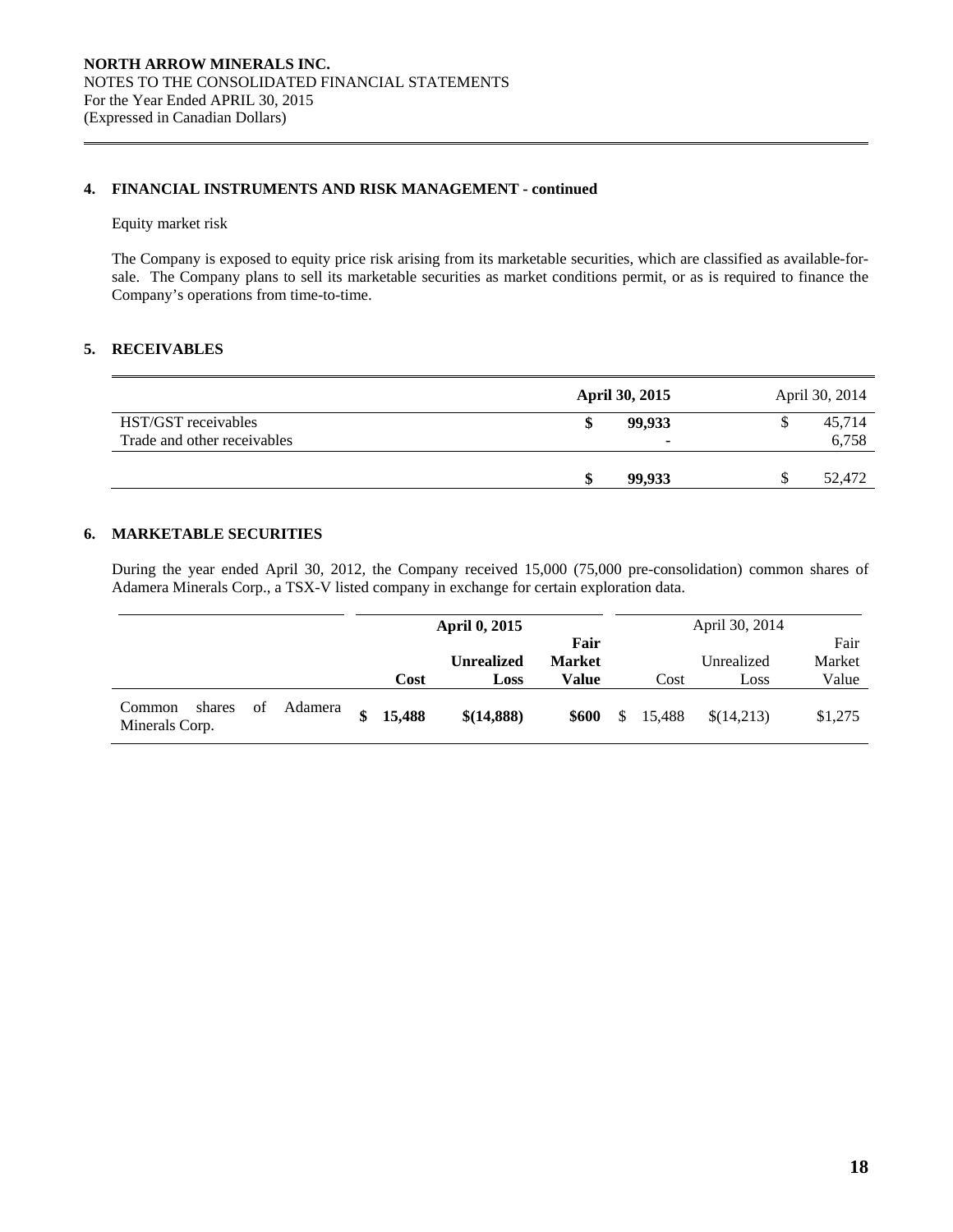NORTH ARROW MINERALS INC.
NOTES TO THE CONSOLIDATED FINANCIAL STATEMENTS
For the Year Ended APRIL 30, 2015
(Expressed in Canadian Dollars)

## 4. FINANCIAL INSTRUMENTS AND RISK MANAGEMENT - continued

Equity market risk

The Company is exposed to equity price risk arising from its marketable securities, which are classified as available-for-sale. The Company plans to sell its marketable securities as market conditions permit, or as is required to finance the Company's operations from time-to-time.

## 5. RECEIVABLES

| | **April 30, 2015** | April 30, 2014 |
|---|---|---|
| HST/GST receivables | **$ 99,933** | $ 45,714 |
| Trade and other receivables | **-** | 6,758 |
| | **$ 99,933** | $ 52,472 |

## 6. MARKETABLE SECURITIES

During the year ended April 30, 2012, the Company received 15,000 (75,000 pre-consolidation) common shares of Adamera Minerals Corp., a TSX-V listed company in exchange for certain exploration data.

| | **April 0, 2015** | | | April 30, 2014 | | |
|---|---|---|---|---|---|---|
| | **Cost** | **Unrealized Loss** | **Fair Market Value** | Cost | Unrealized Loss | Fair Market Value |
| Common shares of Adamera Minerals Corp. | **$ 15,488** | **$(14,888)** | **$600** | $ 15,488 | $(14,213) | $1,275 |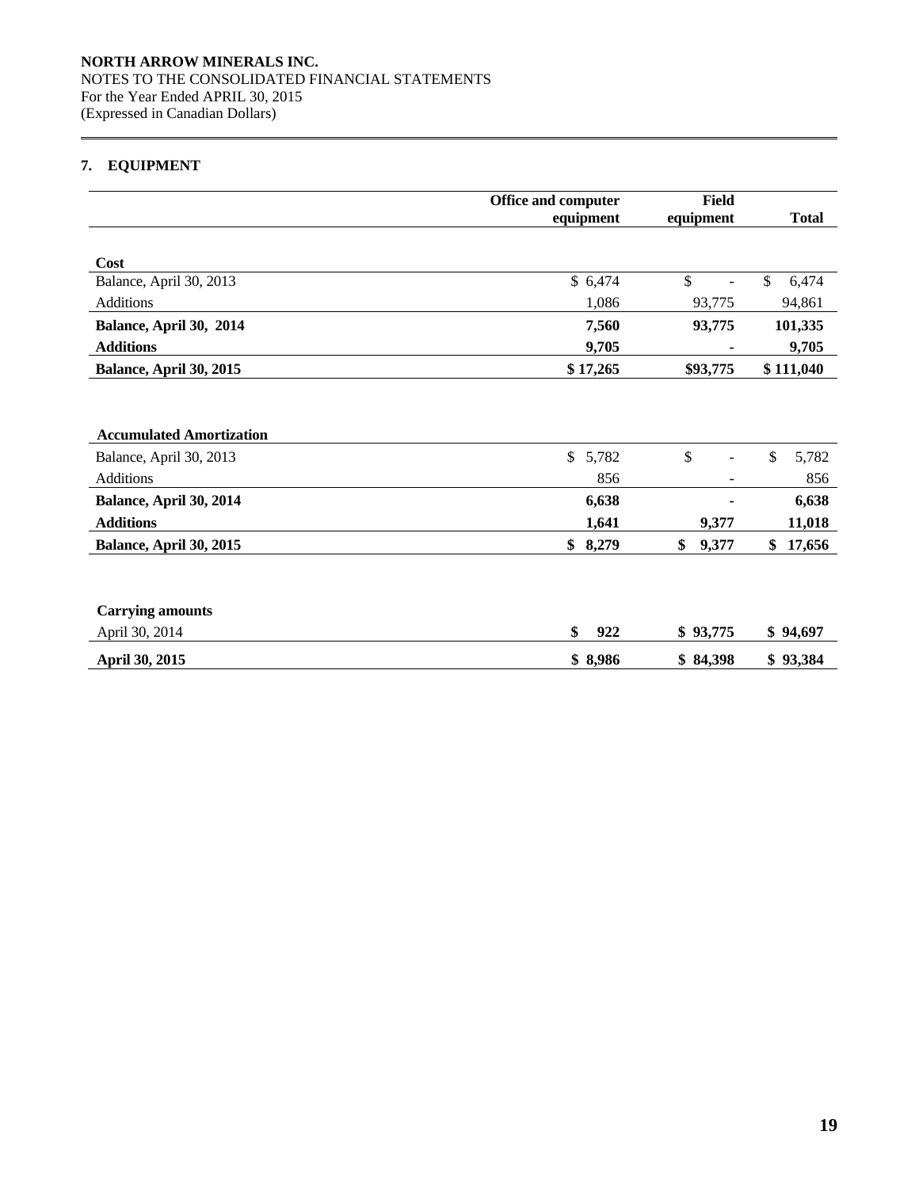NORTH ARROW MINERALS INC.
NOTES TO THE CONSOLIDATED FINANCIAL STATEMENTS
For the Year Ended APRIL 30, 2015
(Expressed in Canadian Dollars)

## 7. EQUIPMENT

| | Office and computer equipment | Field equipment | Total |
|---|---|---|---|
| **Cost** | | | |
| Balance, April 30, 2013 | $ 6,474 | $ - | $ 6,474 |
| Additions | 1,086 | 93,775 | 94,861 |
| **Balance, April 30, 2014** | **7,560** | **93,775** | **101,335** |
| **Additions** | **9,705** | **-** | **9,705** |
| **Balance, April 30, 2015** | **$ 17,265** | **$93,775** | **$ 111,040** |
| | | | |
| **Accumulated Amortization** | | | |
| Balance, April 30, 2013 | $ 5,782 | $ - | $ 5,782 |
| Additions | 856 | - | 856 |
| **Balance, April 30, 2014** | **6,638** | **-** | **6,638** |
| **Additions** | **1,641** | **9,377** | **11,018** |
| **Balance, April 30, 2015** | **$ 8,279** | **$ 9,377** | **$ 17,656** |
| | | | |
| **Carrying amounts** | | | |
| April 30, 2014 | **$ 922** | **$ 93,775** | **$ 94,697** |
| **April 30, 2015** | **$ 8,986** | **$ 84,398** | **$ 93,384** |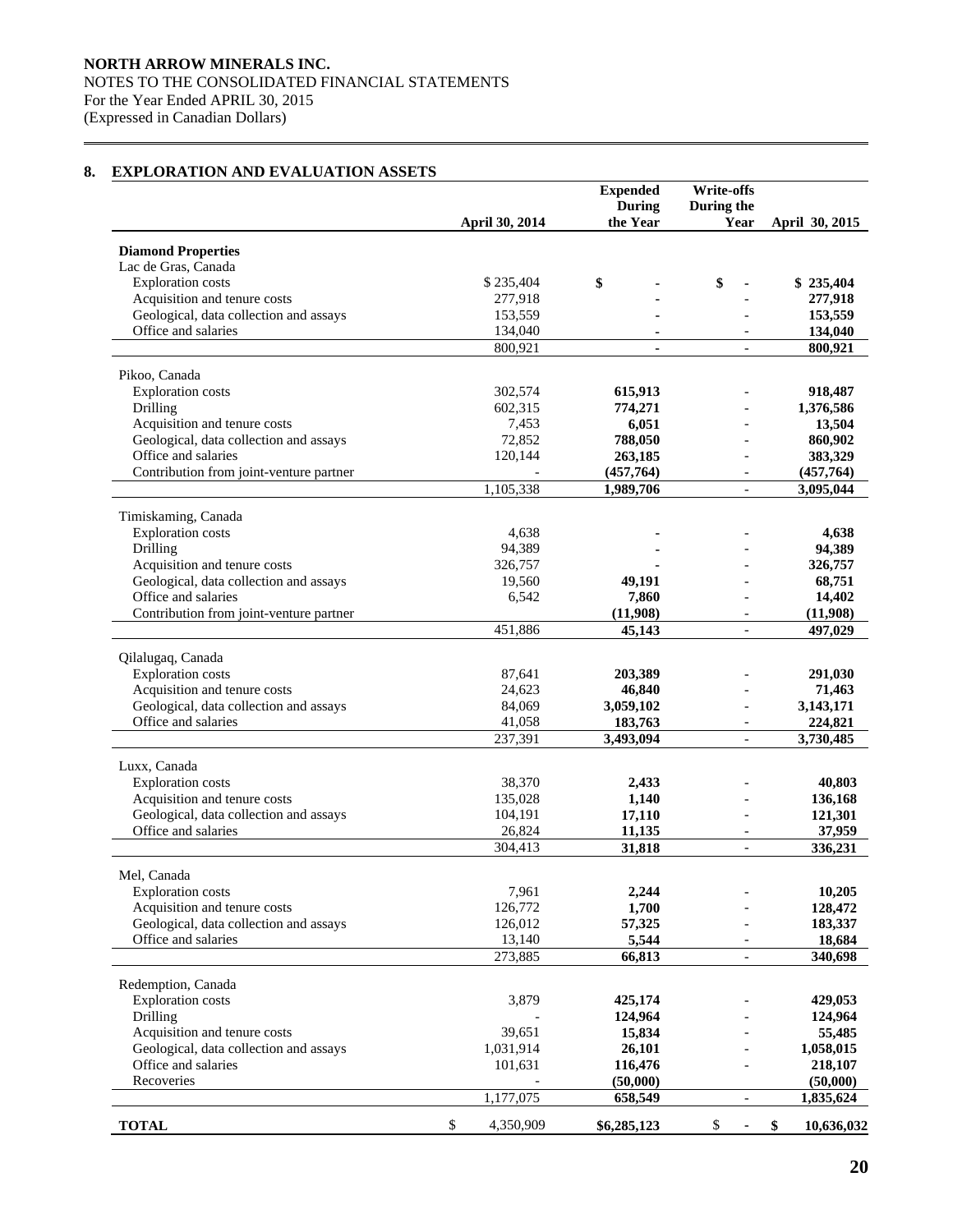**NORTH ARROW MINERALS INC.**
NOTES TO THE CONSOLIDATED FINANCIAL STATEMENTS
For the Year Ended APRIL 30, 2015
(Expressed in Canadian Dollars)

## 8. EXPLORATION AND EVALUATION ASSETS

| | April 30, 2014 | Expended During the Year | Write-offs During the Year | April 30, 2015 |
|---|---|---|---|---|
| **Diamond Properties** | | | | |
| Lac de Gras, Canada | | | | |
| Exploration costs | $ 235,404 | $ - | $ - | **$ 235,404** |
| Acquisition and tenure costs | 277,918 | - | - | **277,918** |
| Geological, data collection and assays | 153,559 | - | - | **153,559** |
| Office and salaries | 134,040 | - | - | **134,040** |
| | 800,921 | - | - | **800,921** |
| Pikoo, Canada | | | | |
| Exploration costs | 302,574 | **615,913** | - | **918,487** |
| Drilling | 602,315 | **774,271** | - | **1,376,586** |
| Acquisition and tenure costs | 7,453 | **6,051** | - | **13,504** |
| Geological, data collection and assays | 72,852 | **788,050** | - | **860,902** |
| Office and salaries | 120,144 | **263,185** | - | **383,329** |
| Contribution from joint-venture partner | - | **(457,764)** | - | **(457,764)** |
| | 1,105,338 | **1,989,706** | - | **3,095,044** |
| Timiskaming, Canada | | | | |
| Exploration costs | 4,638 | - | - | **4,638** |
| Drilling | 94,389 | - | - | **94,389** |
| Acquisition and tenure costs | 326,757 | - | - | **326,757** |
| Geological, data collection and assays | 19,560 | **49,191** | - | **68,751** |
| Office and salaries | 6,542 | **7,860** | - | **14,402** |
| Contribution from joint-venture partner | | **(11,908)** | - | **(11,908)** |
| | 451,886 | **45,143** | - | **497,029** |
| Qilalugaq, Canada | | | | |
| Exploration costs | 87,641 | **203,389** | - | **291,030** |
| Acquisition and tenure costs | 24,623 | **46,840** | - | **71,463** |
| Geological, data collection and assays | 84,069 | **3,059,102** | - | **3,143,171** |
| Office and salaries | 41,058 | **183,763** | - | **224,821** |
| | 237,391 | **3,493,094** | - | **3,730,485** |
| Luxx, Canada | | | | |
| Exploration costs | 38,370 | **2,433** | - | **40,803** |
| Acquisition and tenure costs | 135,028 | **1,140** | - | **136,168** |
| Geological, data collection and assays | 104,191 | **17,110** | - | **121,301** |
| Office and salaries | 26,824 | **11,135** | - | **37,959** |
| | 304,413 | **31,818** | - | **336,231** |
| Mel, Canada | | | | |
| Exploration costs | 7,961 | **2,244** | - | **10,205** |
| Acquisition and tenure costs | 126,772 | **1,700** | - | **128,472** |
| Geological, data collection and assays | 126,012 | **57,325** | - | **183,337** |
| Office and salaries | 13,140 | **5,544** | - | **18,684** |
| | 273,885 | **66,813** | - | **340,698** |
| Redemption, Canada | | | | |
| Exploration costs | 3,879 | **425,174** | - | **429,053** |
| Drilling | - | **124,964** | - | **124,964** |
| Acquisition and tenure costs | 39,651 | **15,834** | - | **55,485** |
| Geological, data collection and assays | 1,031,914 | **26,101** | - | **1,058,015** |
| Office and salaries | 101,631 | **116,476** | - | **218,107** |
| Recoveries | - | **(50,000)** | | **(50,000)** |
| | 1,177,075 | **658,549** | - | **1,835,624** |
| **TOTAL** | $ 4,350,909 | **$6,285,123** | $ - | **$ 10,636,032** |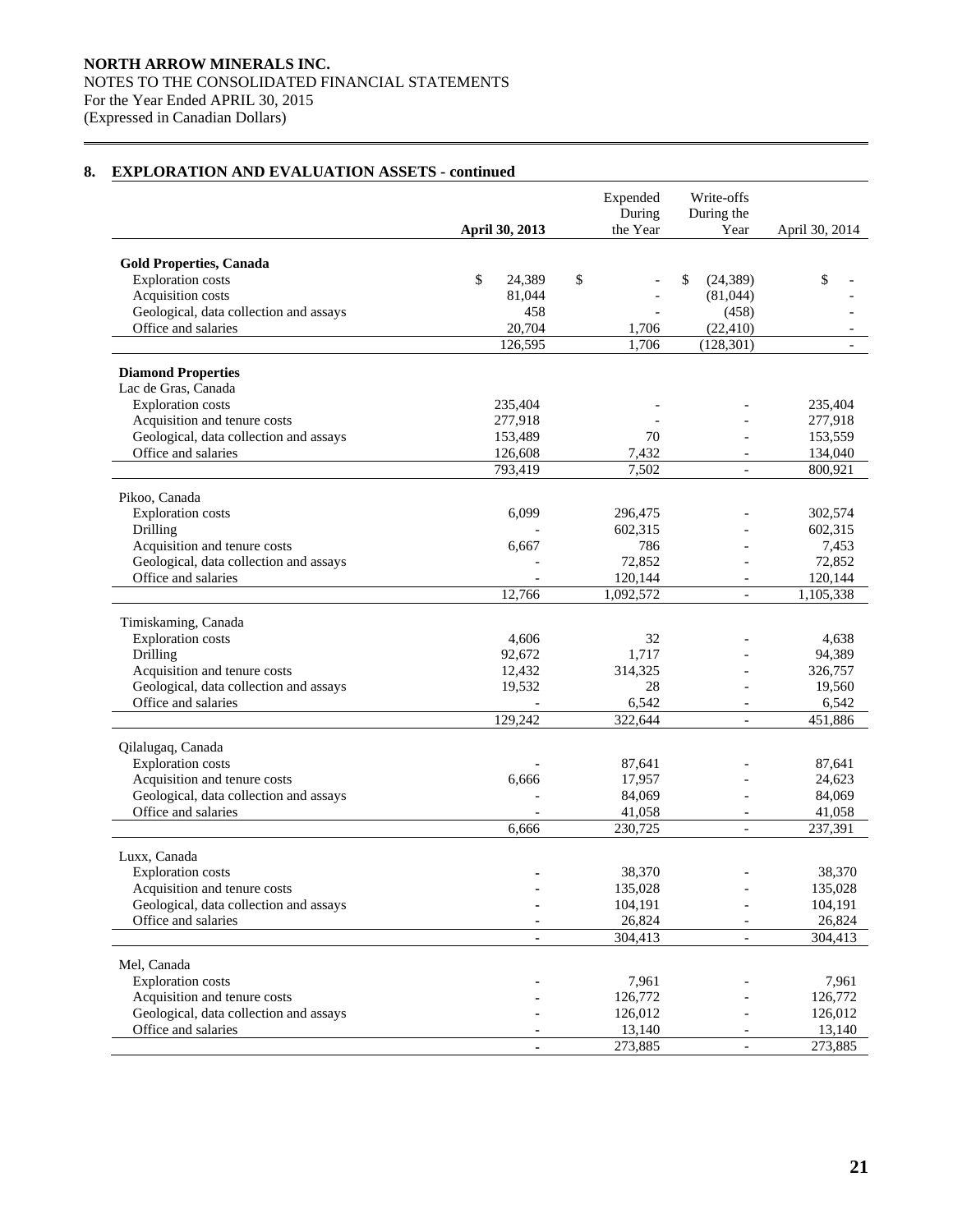## 8. EXPLORATION AND EVALUATION ASSETS - continued

| | April 30, 2013 | Expended During the Year | Write-offs During the Year | April 30, 2014 |
|---|---|---|---|---|
| **Gold Properties, Canada** | | | | |
| Exploration costs | $ 24,389 | $ - | $ (24,389) | $ - |
| Acquisition costs | 81,044 | - | (81,044) | - |
| Geological, data collection and assays | 458 | - | (458) | - |
| Office and salaries | 20,704 | 1,706 | (22,410) | - |
| | 126,595 | 1,706 | (128,301) | - |
| **Diamond Properties** | | | | |
| Lac de Gras, Canada | | | | |
| Exploration costs | 235,404 | - | - | 235,404 |
| Acquisition and tenure costs | 277,918 | - | - | 277,918 |
| Geological, data collection and assays | 153,489 | 70 | - | 153,559 |
| Office and salaries | 126,608 | 7,432 | - | 134,040 |
| | 793,419 | 7,502 | - | 800,921 |
| Pikoo, Canada | | | | |
| Exploration costs | 6,099 | 296,475 | - | 302,574 |
| Drilling | - | 602,315 | - | 602,315 |
| Acquisition and tenure costs | 6,667 | 786 | - | 7,453 |
| Geological, data collection and assays | - | 72,852 | - | 72,852 |
| Office and salaries | - | 120,144 | - | 120,144 |
| | 12,766 | 1,092,572 | - | 1,105,338 |
| Timiskaming, Canada | | | | |
| Exploration costs | 4,606 | 32 | - | 4,638 |
| Drilling | 92,672 | 1,717 | - | 94,389 |
| Acquisition and tenure costs | 12,432 | 314,325 | - | 326,757 |
| Geological, data collection and assays | 19,532 | 28 | - | 19,560 |
| Office and salaries | - | 6,542 | - | 6,542 |
| | 129,242 | 322,644 | - | 451,886 |
| Qilalugaq, Canada | | | | |
| Exploration costs | - | 87,641 | - | 87,641 |
| Acquisition and tenure costs | 6,666 | 17,957 | - | 24,623 |
| Geological, data collection and assays | - | 84,069 | - | 84,069 |
| Office and salaries | - | 41,058 | - | 41,058 |
| | 6,666 | 230,725 | - | 237,391 |
| Luxx, Canada | | | | |
| Exploration costs | - | 38,370 | - | 38,370 |
| Acquisition and tenure costs | - | 135,028 | - | 135,028 |
| Geological, data collection and assays | - | 104,191 | - | 104,191 |
| Office and salaries | - | 26,824 | - | 26,824 |
| | - | 304,413 | - | 304,413 |
| Mel, Canada | | | | |
| Exploration costs | - | 7,961 | - | 7,961 |
| Acquisition and tenure costs | - | 126,772 | - | 126,772 |
| Geological, data collection and assays | - | 126,012 | - | 126,012 |
| Office and salaries | - | 13,140 | - | 13,140 |
| | - | 273,885 | - | 273,885 |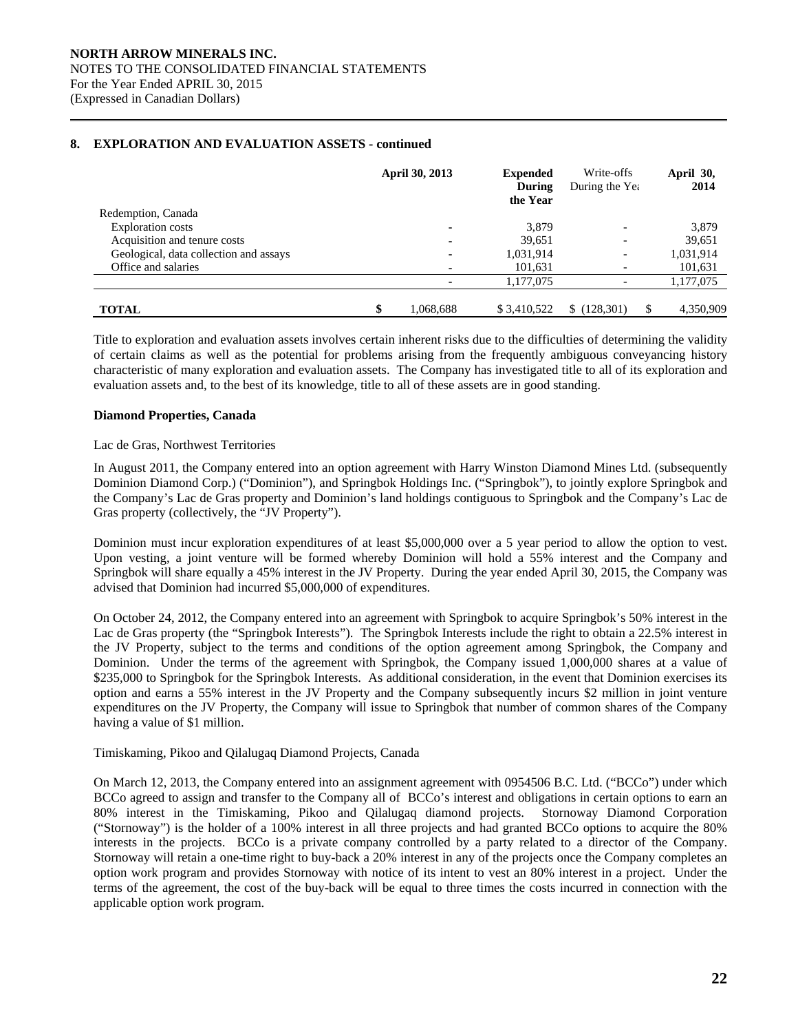## 8. EXPLORATION AND EVALUATION ASSETS - continued

| | April 30, 2013 | Expended During the Year | Write-offs During the Year | April 30, 2014 |
|---|---|---|---|---|
| Redemption, Canada | | | | |
| Exploration costs | - | 3,879 | - | 3,879 |
| Acquisition and tenure costs | - | 39,651 | - | 39,651 |
| Geological, data collection and assays | - | 1,031,914 | - | 1,031,914 |
| Office and salaries | - | 101,631 | - | 101,631 |
| | - | 1,177,075 | - | 1,177,075 |
| **TOTAL** | $ 1,068,688 | $ 3,410,522 | $ (128,301) | $ 4,350,909 |

Title to exploration and evaluation assets involves certain inherent risks due to the difficulties of determining the validity of certain claims as well as the potential for problems arising from the frequently ambiguous conveyancing history characteristic of many exploration and evaluation assets. The Company has investigated title to all of its exploration and evaluation assets and, to the best of its knowledge, title to all of these assets are in good standing.

**Diamond Properties, Canada**

Lac de Gras, Northwest Territories

In August 2011, the Company entered into an option agreement with Harry Winston Diamond Mines Ltd. (subsequently Dominion Diamond Corp.) ("Dominion"), and Springbok Holdings Inc. ("Springbok"), to jointly explore Springbok and the Company's Lac de Gras property and Dominion's land holdings contiguous to Springbok and the Company's Lac de Gras property (collectively, the "JV Property").

Dominion must incur exploration expenditures of at least $5,000,000 over a 5 year period to allow the option to vest. Upon vesting, a joint venture will be formed whereby Dominion will hold a 55% interest and the Company and Springbok will share equally a 45% interest in the JV Property. During the year ended April 30, 2015, the Company was advised that Dominion had incurred $5,000,000 of expenditures.

On October 24, 2012, the Company entered into an agreement with Springbok to acquire Springbok's 50% interest in the Lac de Gras property (the "Springbok Interests"). The Springbok Interests include the right to obtain a 22.5% interest in the JV Property, subject to the terms and conditions of the option agreement among Springbok, the Company and Dominion. Under the terms of the agreement with Springbok, the Company issued 1,000,000 shares at a value of $235,000 to Springbok for the Springbok Interests. As additional consideration, in the event that Dominion exercises its option and earns a 55% interest in the JV Property and the Company subsequently incurs $2 million in joint venture expenditures on the JV Property, the Company will issue to Springbok that number of common shares of the Company having a value of $1 million.

Timiskaming, Pikoo and Qilalugaq Diamond Projects, Canada

On March 12, 2013, the Company entered into an assignment agreement with 0954506 B.C. Ltd. ("BCCo") under which BCCo agreed to assign and transfer to the Company all of BCCo's interest and obligations in certain options to earn an 80% interest in the Timiskaming, Pikoo and Qilalugaq diamond projects. Stornoway Diamond Corporation ("Stornoway") is the holder of a 100% interest in all three projects and had granted BCCo options to acquire the 80% interests in the projects. BCCo is a private company controlled by a party related to a director of the Company. Stornoway will retain a one-time right to buy-back a 20% interest in any of the projects once the Company completes an option work program and provides Stornoway with notice of its intent to vest an 80% interest in a project. Under the terms of the agreement, the cost of the buy-back will be equal to three times the costs incurred in connection with the applicable option work program.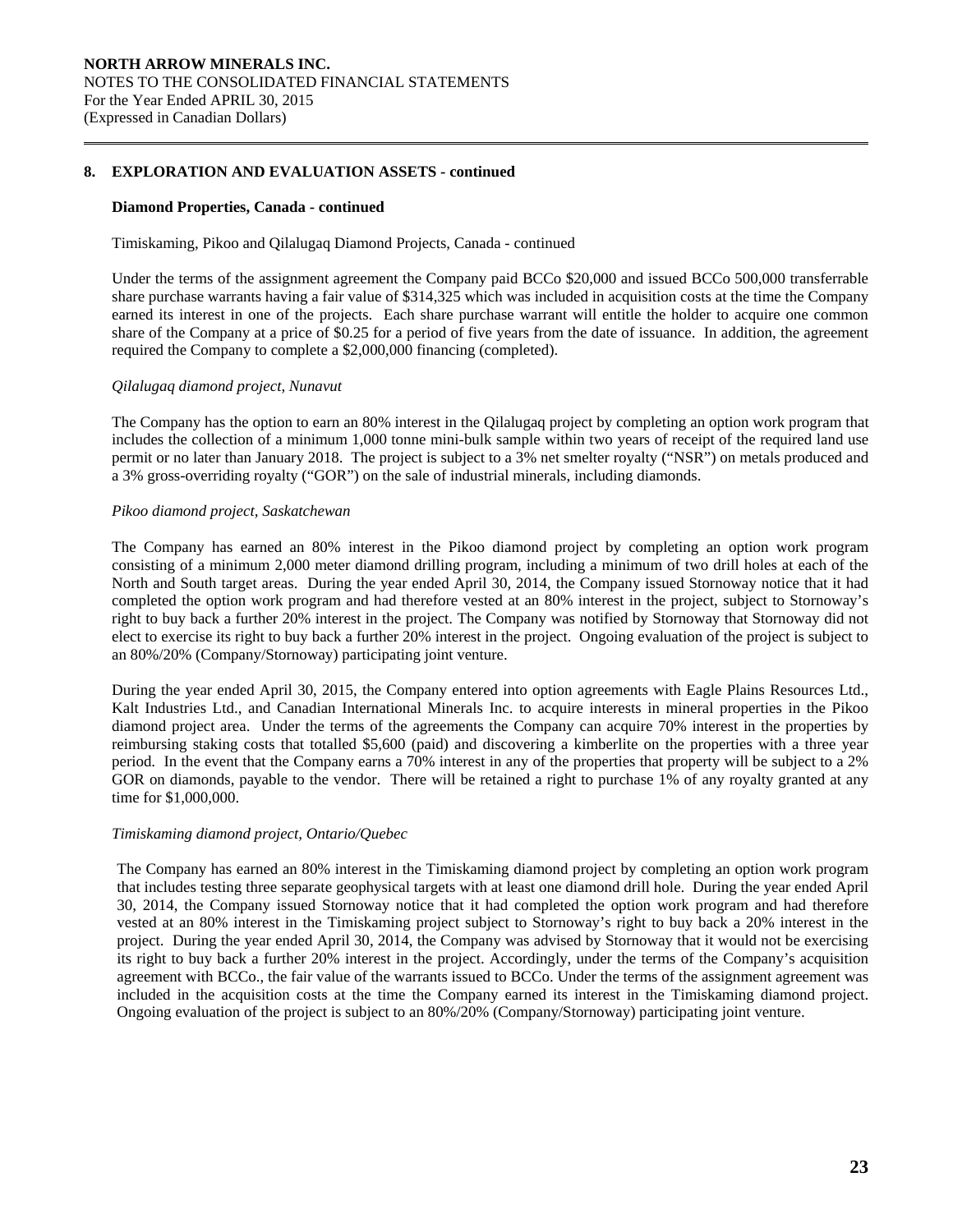## 8. EXPLORATION AND EVALUATION ASSETS - continued

### Diamond Properties, Canada - continued

Timiskaming, Pikoo and Qilalugaq Diamond Projects, Canada - continued

Under the terms of the assignment agreement the Company paid BCCo $20,000 and issued BCCo 500,000 transferrable share purchase warrants having a fair value of $314,325 which was included in acquisition costs at the time the Company earned its interest in one of the projects. Each share purchase warrant will entitle the holder to acquire one common share of the Company at a price of $0.25 for a period of five years from the date of issuance. In addition, the agreement required the Company to complete a $2,000,000 financing (completed).

*Qilalugaq diamond project, Nunavut*

The Company has the option to earn an 80% interest in the Qilalugaq project by completing an option work program that includes the collection of a minimum 1,000 tonne mini-bulk sample within two years of receipt of the required land use permit or no later than January 2018. The project is subject to a 3% net smelter royalty ("NSR") on metals produced and a 3% gross-overriding royalty ("GOR") on the sale of industrial minerals, including diamonds.

*Pikoo diamond project, Saskatchewan*

The Company has earned an 80% interest in the Pikoo diamond project by completing an option work program consisting of a minimum 2,000 meter diamond drilling program, including a minimum of two drill holes at each of the North and South target areas. During the year ended April 30, 2014, the Company issued Stornoway notice that it had completed the option work program and had therefore vested at an 80% interest in the project, subject to Stornoway's right to buy back a further 20% interest in the project. The Company was notified by Stornoway that Stornoway did not elect to exercise its right to buy back a further 20% interest in the project. Ongoing evaluation of the project is subject to an 80%/20% (Company/Stornoway) participating joint venture.

During the year ended April 30, 2015, the Company entered into option agreements with Eagle Plains Resources Ltd., Kalt Industries Ltd., and Canadian International Minerals Inc. to acquire interests in mineral properties in the Pikoo diamond project area. Under the terms of the agreements the Company can acquire 70% interest in the properties by reimbursing staking costs that totalled $5,600 (paid) and discovering a kimberlite on the properties with a three year period. In the event that the Company earns a 70% interest in any of the properties that property will be subject to a 2% GOR on diamonds, payable to the vendor. There will be retained a right to purchase 1% of any royalty granted at any time for $1,000,000.

*Timiskaming diamond project, Ontario/Quebec*

The Company has earned an 80% interest in the Timiskaming diamond project by completing an option work program that includes testing three separate geophysical targets with at least one diamond drill hole. During the year ended April 30, 2014, the Company issued Stornoway notice that it had completed the option work program and had therefore vested at an 80% interest in the Timiskaming project subject to Stornoway's right to buy back a 20% interest in the project. During the year ended April 30, 2014, the Company was advised by Stornoway that it would not be exercising its right to buy back a further 20% interest in the project. Accordingly, under the terms of the Company's acquisition agreement with BCCo., the fair value of the warrants issued to BCCo. Under the terms of the assignment agreement was included in the acquisition costs at the time the Company earned its interest in the Timiskaming diamond project. Ongoing evaluation of the project is subject to an 80%/20% (Company/Stornoway) participating joint venture.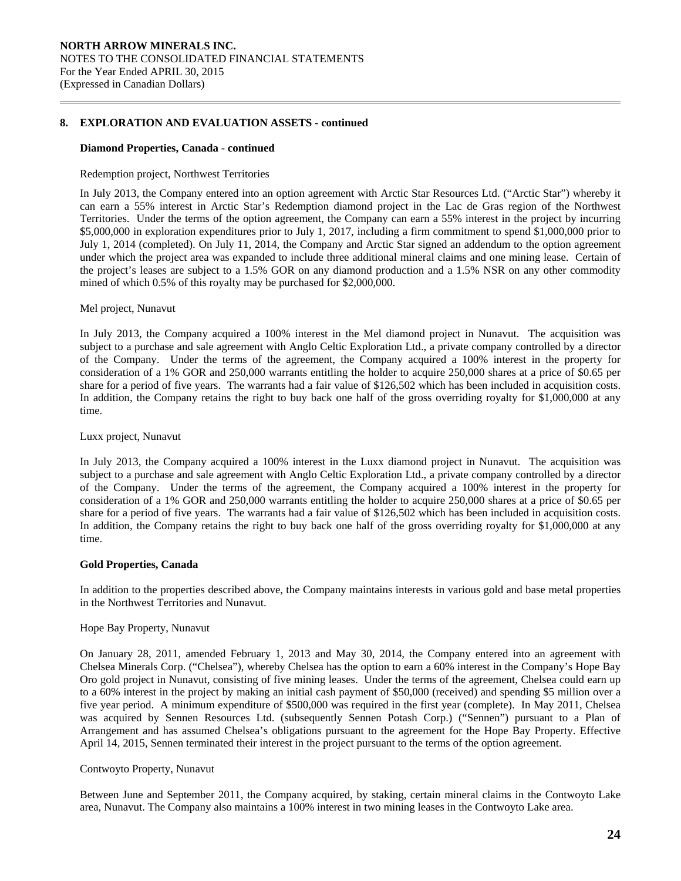## 8. EXPLORATION AND EVALUATION ASSETS - continued

### Diamond Properties, Canada - continued

Redemption project, Northwest Territories

In July 2013, the Company entered into an option agreement with Arctic Star Resources Ltd. ("Arctic Star") whereby it can earn a 55% interest in Arctic Star's Redemption diamond project in the Lac de Gras region of the Northwest Territories. Under the terms of the option agreement, the Company can earn a 55% interest in the project by incurring $5,000,000 in exploration expenditures prior to July 1, 2017, including a firm commitment to spend $1,000,000 prior to July 1, 2014 (completed). On July 11, 2014, the Company and Arctic Star signed an addendum to the option agreement under which the project area was expanded to include three additional mineral claims and one mining lease. Certain of the project's leases are subject to a 1.5% GOR on any diamond production and a 1.5% NSR on any other commodity mined of which 0.5% of this royalty may be purchased for $2,000,000.

Mel project, Nunavut

In July 2013, the Company acquired a 100% interest in the Mel diamond project in Nunavut. The acquisition was subject to a purchase and sale agreement with Anglo Celtic Exploration Ltd., a private company controlled by a director of the Company. Under the terms of the agreement, the Company acquired a 100% interest in the property for consideration of a 1% GOR and 250,000 warrants entitling the holder to acquire 250,000 shares at a price of $0.65 per share for a period of five years. The warrants had a fair value of $126,502 which has been included in acquisition costs. In addition, the Company retains the right to buy back one half of the gross overriding royalty for $1,000,000 at any time.

Luxx project, Nunavut

In July 2013, the Company acquired a 100% interest in the Luxx diamond project in Nunavut. The acquisition was subject to a purchase and sale agreement with Anglo Celtic Exploration Ltd., a private company controlled by a director of the Company. Under the terms of the agreement, the Company acquired a 100% interest in the property for consideration of a 1% GOR and 250,000 warrants entitling the holder to acquire 250,000 shares at a price of $0.65 per share for a period of five years. The warrants had a fair value of $126,502 which has been included in acquisition costs. In addition, the Company retains the right to buy back one half of the gross overriding royalty for $1,000,000 at any time.

### Gold Properties, Canada

In addition to the properties described above, the Company maintains interests in various gold and base metal properties in the Northwest Territories and Nunavut.

Hope Bay Property, Nunavut

On January 28, 2011, amended February 1, 2013 and May 30, 2014, the Company entered into an agreement with Chelsea Minerals Corp. ("Chelsea"), whereby Chelsea has the option to earn a 60% interest in the Company's Hope Bay Oro gold project in Nunavut, consisting of five mining leases. Under the terms of the agreement, Chelsea could earn up to a 60% interest in the project by making an initial cash payment of $50,000 (received) and spending $5 million over a five year period. A minimum expenditure of $500,000 was required in the first year (complete). In May 2011, Chelsea was acquired by Sennen Resources Ltd. (subsequently Sennen Potash Corp.) ("Sennen") pursuant to a Plan of Arrangement and has assumed Chelsea's obligations pursuant to the agreement for the Hope Bay Property. Effective April 14, 2015, Sennen terminated their interest in the project pursuant to the terms of the option agreement.

Contwoyto Property, Nunavut

Between June and September 2011, the Company acquired, by staking, certain mineral claims in the Contwoyto Lake area, Nunavut. The Company also maintains a 100% interest in two mining leases in the Contwoyto Lake area.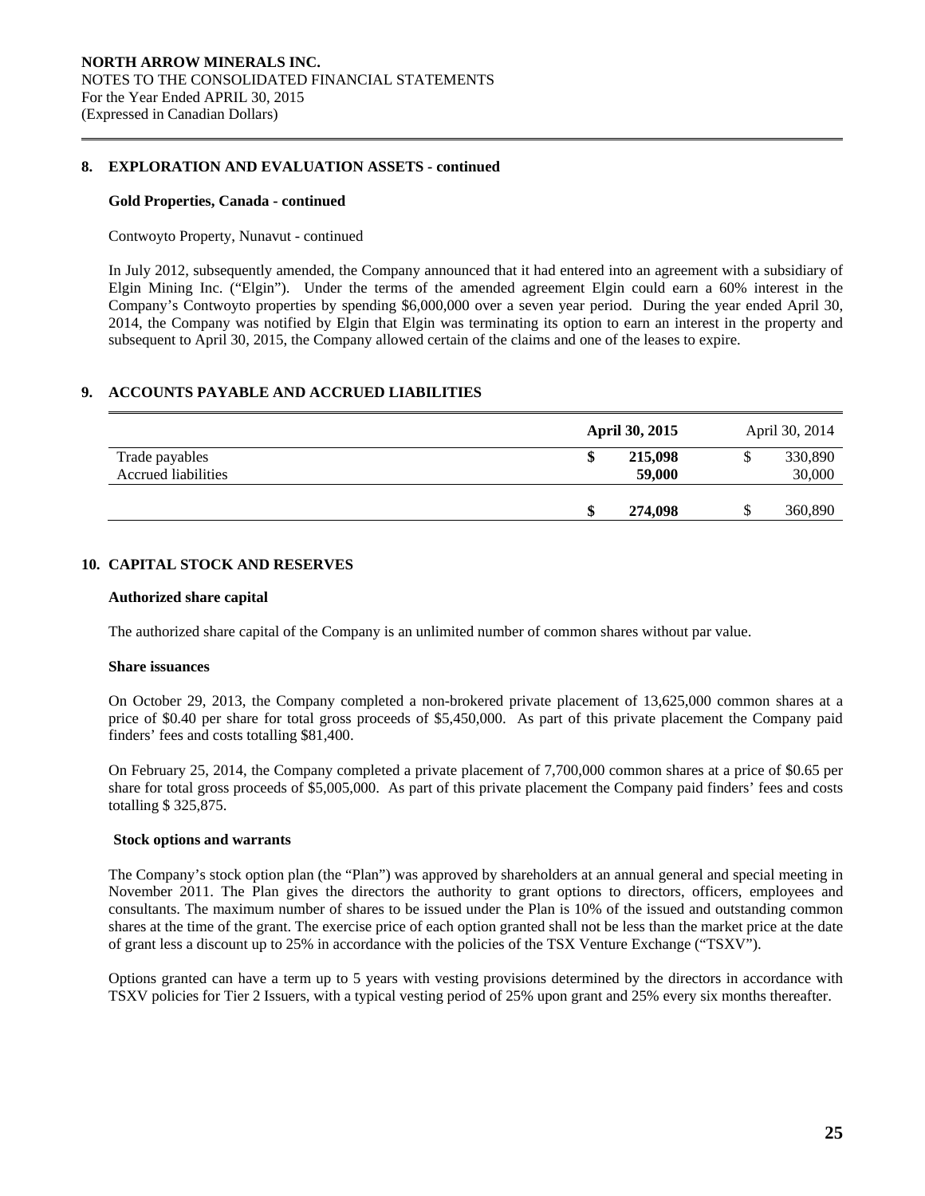## 8. EXPLORATION AND EVALUATION ASSETS - continued

### Gold Properties, Canada - continued

Contwoyto Property, Nunavut - continued

In July 2012, subsequently amended, the Company announced that it had entered into an agreement with a subsidiary of Elgin Mining Inc. ("Elgin"). Under the terms of the amended agreement Elgin could earn a 60% interest in the Company's Contwoyto properties by spending $6,000,000 over a seven year period. During the year ended April 30, 2014, the Company was notified by Elgin that Elgin was terminating its option to earn an interest in the property and subsequent to April 30, 2015, the Company allowed certain of the claims and one of the leases to expire.

## 9. ACCOUNTS PAYABLE AND ACCRUED LIABILITIES

| | **April 30, 2015** | April 30, 2014 |
|---|---|---|
| Trade payables | **$ 215,098** | $ 330,890 |
| Accrued liabilities | **59,000** | 30,000 |
| | **$ 274,098** | $ 360,890 |

## 10. CAPITAL STOCK AND RESERVES

### Authorized share capital

The authorized share capital of the Company is an unlimited number of common shares without par value.

### Share issuances

On October 29, 2013, the Company completed a non-brokered private placement of 13,625,000 common shares at a price of $0.40 per share for total gross proceeds of $5,450,000. As part of this private placement the Company paid finders' fees and costs totalling $81,400.

On February 25, 2014, the Company completed a private placement of 7,700,000 common shares at a price of $0.65 per share for total gross proceeds of $5,005,000. As part of this private placement the Company paid finders' fees and costs totalling $ 325,875.

### Stock options and warrants

The Company's stock option plan (the "Plan") was approved by shareholders at an annual general and special meeting in November 2011. The Plan gives the directors the authority to grant options to directors, officers, employees and consultants. The maximum number of shares to be issued under the Plan is 10% of the issued and outstanding common shares at the time of the grant. The exercise price of each option granted shall not be less than the market price at the date of grant less a discount up to 25% in accordance with the policies of the TSX Venture Exchange ("TSXV").

Options granted can have a term up to 5 years with vesting provisions determined by the directors in accordance with TSXV policies for Tier 2 Issuers, with a typical vesting period of 25% upon grant and 25% every six months thereafter.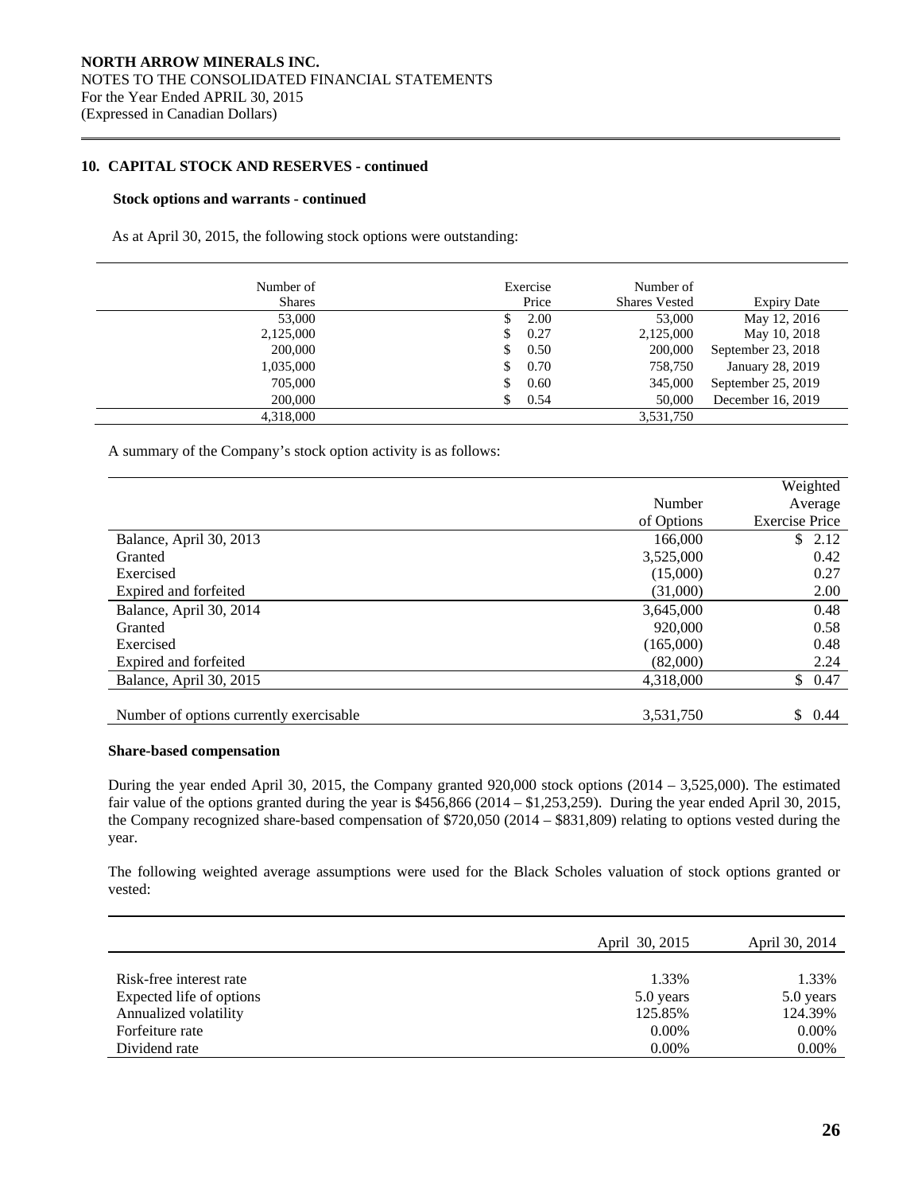NORTH ARROW MINERALS INC.
NOTES TO THE CONSOLIDATED FINANCIAL STATEMENTS
For the Year Ended APRIL 30, 2015
(Expressed in Canadian Dollars)

## 10. CAPITAL STOCK AND RESERVES - continued

### Stock options and warrants - continued

As at April 30, 2015, the following stock options were outstanding:

| Number of Shares | Exercise Price | Number of Shares Vested | Expiry Date |
|---|---|---|---|
| 53,000 | $ 2.00 | 53,000 | May 12, 2016 |
| 2,125,000 | $ 0.27 | 2,125,000 | May 10, 2018 |
| 200,000 | $ 0.50 | 200,000 | September 23, 2018 |
| 1,035,000 | $ 0.70 | 758,750 | January 28, 2019 |
| 705,000 | $ 0.60 | 345,000 | September 25, 2019 |
| 200,000 | $ 0.54 | 50,000 | December 16, 2019 |
| 4,318,000 | | 3,531,750 | |

A summary of the Company's stock option activity is as follows:

| | Number of Options | Weighted Average Exercise Price |
|---|---|---|
| Balance, April 30, 2013 | 166,000 | $ 2.12 |
| Granted | 3,525,000 | 0.42 |
| Exercised | (15,000) | 0.27 |
| Expired and forfeited | (31,000) | 2.00 |
| Balance, April 30, 2014 | 3,645,000 | 0.48 |
| Granted | 920,000 | 0.58 |
| Exercised | (165,000) | 0.48 |
| Expired and forfeited | (82,000) | 2.24 |
| Balance, April 30, 2015 | 4,318,000 | $ 0.47 |
| | | |
| Number of options currently exercisable | 3,531,750 | $ 0.44 |

### Share-based compensation

During the year ended April 30, 2015, the Company granted 920,000 stock options (2014 – 3,525,000). The estimated fair value of the options granted during the year is $456,866 (2014 – $1,253,259). During the year ended April 30, 2015, the Company recognized share-based compensation of $720,050 (2014 – $831,809) relating to options vested during the year.

The following weighted average assumptions were used for the Black Scholes valuation of stock options granted or vested:

| | April 30, 2015 | April 30, 2014 |
|---|---|---|
| Risk-free interest rate | 1.33% | 1.33% |
| Expected life of options | 5.0 years | 5.0 years |
| Annualized volatility | 125.85% | 124.39% |
| Forfeiture rate | 0.00% | 0.00% |
| Dividend rate | 0.00% | 0.00% |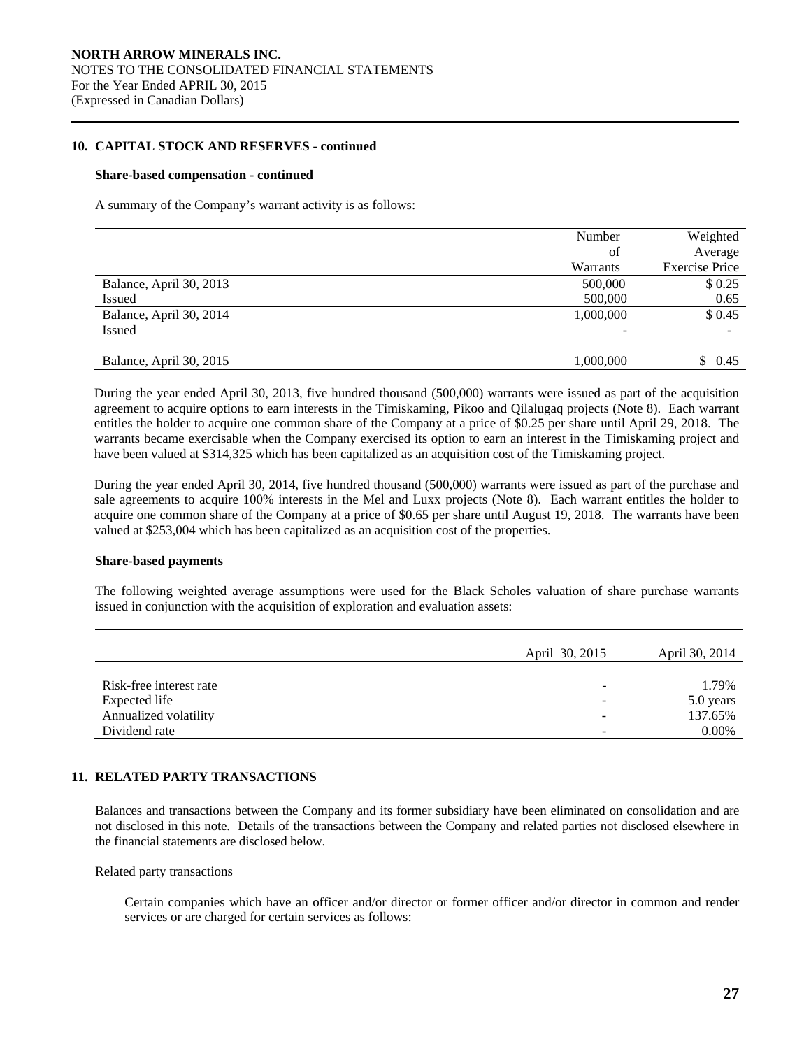NORTH ARROW MINERALS INC.
NOTES TO THE CONSOLIDATED FINANCIAL STATEMENTS
For the Year Ended APRIL 30, 2015
(Expressed in Canadian Dollars)

### 10. CAPITAL STOCK AND RESERVES - continued

**Share-based compensation - continued**

A summary of the Company's warrant activity is as follows:

| | Number of Warrants | Weighted Average Exercise Price |
|---|---|---|
| Balance, April 30, 2013 | 500,000 | $ 0.25 |
| Issued | 500,000 | 0.65 |
| Balance, April 30, 2014 | 1,000,000 | $ 0.45 |
| Issued | - | - |
| Balance, April 30, 2015 | 1,000,000 | $ 0.45 |

During the year ended April 30, 2013, five hundred thousand (500,000) warrants were issued as part of the acquisition agreement to acquire options to earn interests in the Timiskaming, Pikoo and Qilalugaq projects (Note 8). Each warrant entitles the holder to acquire one common share of the Company at a price of $0.25 per share until April 29, 2018. The warrants became exercisable when the Company exercised its option to earn an interest in the Timiskaming project and have been valued at $314,325 which has been capitalized as an acquisition cost of the Timiskaming project.

During the year ended April 30, 2014, five hundred thousand (500,000) warrants were issued as part of the purchase and sale agreements to acquire 100% interests in the Mel and Luxx projects (Note 8). Each warrant entitles the holder to acquire one common share of the Company at a price of $0.65 per share until August 19, 2018. The warrants have been valued at $253,004 which has been capitalized as an acquisition cost of the properties.

**Share-based payments**

The following weighted average assumptions were used for the Black Scholes valuation of share purchase warrants issued in conjunction with the acquisition of exploration and evaluation assets:

| | April 30, 2015 | April 30, 2014 |
|---|---|---|
| Risk-free interest rate | - | 1.79% |
| Expected life | - | 5.0 years |
| Annualized volatility | - | 137.65% |
| Dividend rate | - | 0.00% |

### 11. RELATED PARTY TRANSACTIONS

Balances and transactions between the Company and its former subsidiary have been eliminated on consolidation and are not disclosed in this note. Details of the transactions between the Company and related parties not disclosed elsewhere in the financial statements are disclosed below.

Related party transactions

Certain companies which have an officer and/or director or former officer and/or director in common and render services or are charged for certain services as follows: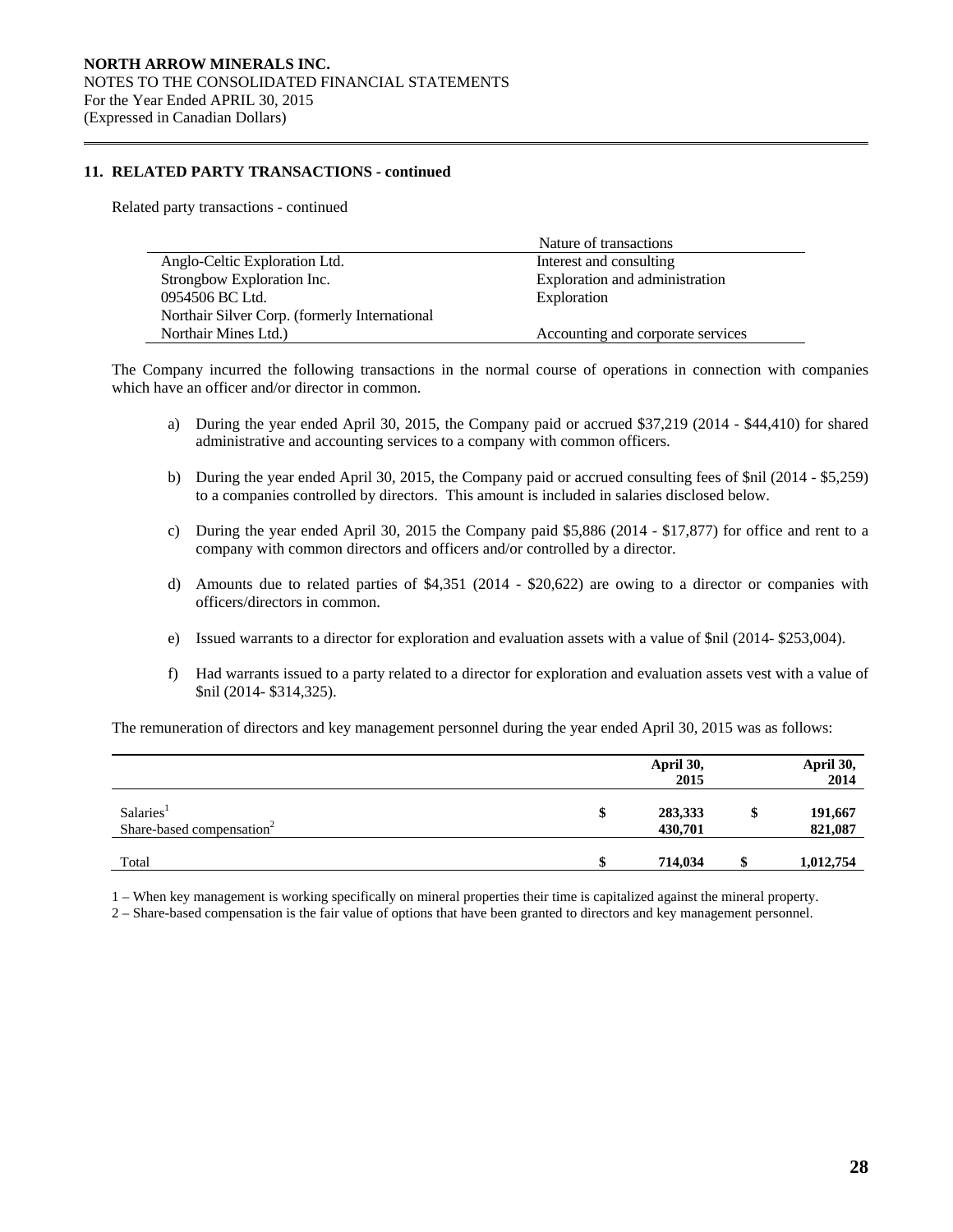**NORTH ARROW MINERALS INC.**
NOTES TO THE CONSOLIDATED FINANCIAL STATEMENTS
For the Year Ended APRIL 30, 2015
(Expressed in Canadian Dollars)

### 11. RELATED PARTY TRANSACTIONS - continued

Related party transactions - continued

| | Nature of transactions |
|---|---|
| Anglo-Celtic Exploration Ltd. | Interest and consulting |
| Strongbow Exploration Inc. | Exploration and administration |
| 0954506 BC Ltd. | Exploration |
| Northair Silver Corp. (formerly International Northair Mines Ltd.) | Accounting and corporate services |

The Company incurred the following transactions in the normal course of operations in connection with companies which have an officer and/or director in common.

a) During the year ended April 30, 2015, the Company paid or accrued $37,219 (2014 - $44,410) for shared administrative and accounting services to a company with common officers.

b) During the year ended April 30, 2015, the Company paid or accrued consulting fees of $nil (2014 - $5,259) to a companies controlled by directors. This amount is included in salaries disclosed below.

c) During the year ended April 30, 2015 the Company paid $5,886 (2014 - $17,877) for office and rent to a company with common directors and officers and/or controlled by a director.

d) Amounts due to related parties of $4,351 (2014 - $20,622) are owing to a director or companies with officers/directors in common.

e) Issued warrants to a director for exploration and evaluation assets with a value of $nil (2014- $253,004).

f) Had warrants issued to a party related to a director for exploration and evaluation assets vest with a value of $nil (2014- $314,325).

The remuneration of directors and key management personnel during the year ended April 30, 2015 was as follows:

| | | April 30, 2015 | | April 30, 2014 |
|---|---|---|---|---|
| Salaries[1] | $ | 283,333 | $ | 191,667 |
| Share-based compensation[2] | | 430,701 | | 821,087 |
| Total | $ | 714,034 | $ | 1,012,754 |

1 – When key management is working specifically on mineral properties their time is capitalized against the mineral property.
2 – Share-based compensation is the fair value of options that have been granted to directors and key management personnel.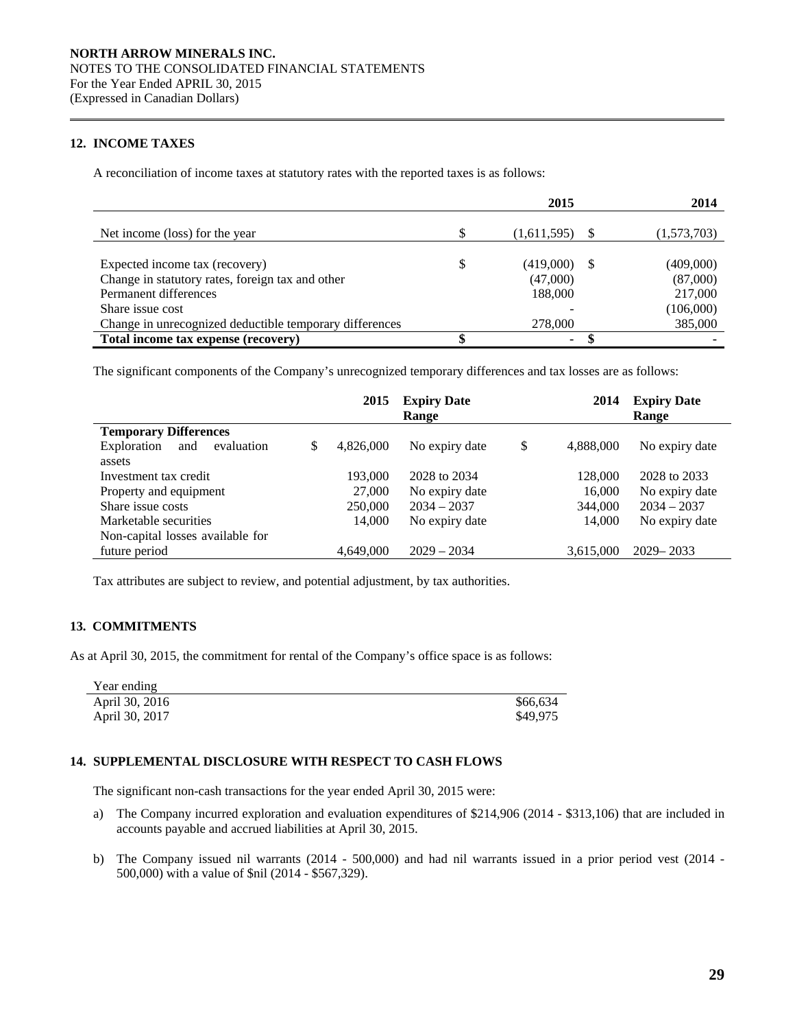**NORTH ARROW MINERALS INC.**
NOTES TO THE CONSOLIDATED FINANCIAL STATEMENTS
For the Year Ended APRIL 30, 2015
(Expressed in Canadian Dollars)

## 12. INCOME TAXES

A reconciliation of income taxes at statutory rates with the reported taxes is as follows:

| | | 2015 | | 2014 |
|---|---|---|---|---|
| Net income (loss) for the year | $ | (1,611,595) | $ | (1,573,703) |
| | | | | |
| Expected income tax (recovery) | $ | (419,000) | $ | (409,000) |
| Change in statutory rates, foreign tax and other | | (47,000) | | (87,000) |
| Permanent differences | | 188,000 | | 217,000 |
| Share issue cost | | - | | (106,000) |
| Change in unrecognized deductible temporary differences | | 278,000 | | 385,000 |
| **Total income tax expense (recovery)** | **$** | **-** | **$** | **-** |

The significant components of the Company's unrecognized temporary differences and tax losses are as follows:

| | | 2015 | Expiry Date Range | | 2014 | Expiry Date Range |
|---|---|---|---|---|---|---|
| **Temporary Differences** | | | | | | |
| Exploration and evaluation assets | $ | 4,826,000 | No expiry date | $ | 4,888,000 | No expiry date |
| Investment tax credit | | 193,000 | 2028 to 2034 | | 128,000 | 2028 to 2033 |
| Property and equipment | | 27,000 | No expiry date | | 16,000 | No expiry date |
| Share issue costs | | 250,000 | 2034 – 2037 | | 344,000 | 2034 – 2037 |
| Marketable securities | | 14,000 | No expiry date | | 14,000 | No expiry date |
| Non-capital losses available for future period | | 4,649,000 | 2029 – 2034 | | 3,615,000 | 2029– 2033 |

Tax attributes are subject to review, and potential adjustment, by tax authorities.

## 13. COMMITMENTS

As at April 30, 2015, the commitment for rental of the Company's office space is as follows:

| Year ending | |
|---|---|
| April 30, 2016 | $66,634 |
| April 30, 2017 | $49,975 |

## 14. SUPPLEMENTAL DISCLOSURE WITH RESPECT TO CASH FLOWS

The significant non-cash transactions for the year ended April 30, 2015 were:

a) The Company incurred exploration and evaluation expenditures of $214,906 (2014 - $313,106) that are included in accounts payable and accrued liabilities at April 30, 2015.

b) The Company issued nil warrants (2014 - 500,000) and had nil warrants issued in a prior period vest (2014 - 500,000) with a value of $nil (2014 - $567,329).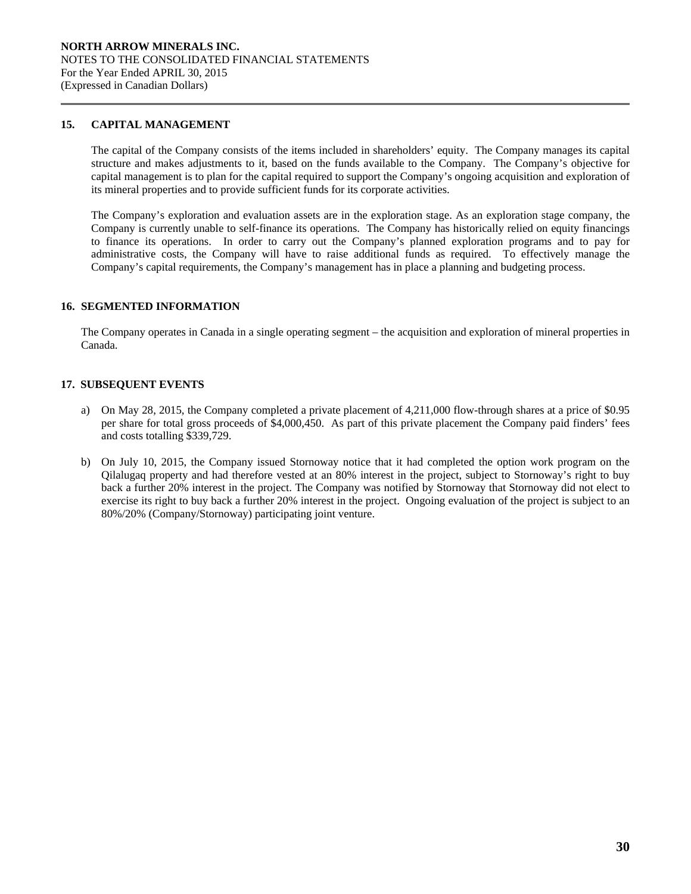## 15. CAPITAL MANAGEMENT

The capital of the Company consists of the items included in shareholders' equity. The Company manages its capital structure and makes adjustments to it, based on the funds available to the Company. The Company's objective for capital management is to plan for the capital required to support the Company's ongoing acquisition and exploration of its mineral properties and to provide sufficient funds for its corporate activities.

The Company's exploration and evaluation assets are in the exploration stage. As an exploration stage company, the Company is currently unable to self-finance its operations. The Company has historically relied on equity financings to finance its operations. In order to carry out the Company's planned exploration programs and to pay for administrative costs, the Company will have to raise additional funds as required. To effectively manage the Company's capital requirements, the Company's management has in place a planning and budgeting process.

## 16. SEGMENTED INFORMATION

The Company operates in Canada in a single operating segment – the acquisition and exploration of mineral properties in Canada.

## 17. SUBSEQUENT EVENTS

a) On May 28, 2015, the Company completed a private placement of 4,211,000 flow-through shares at a price of $0.95 per share for total gross proceeds of $4,000,450. As part of this private placement the Company paid finders' fees and costs totalling $339,729.

b) On July 10, 2015, the Company issued Stornoway notice that it had completed the option work program on the Qilalugaq property and had therefore vested at an 80% interest in the project, subject to Stornoway's right to buy back a further 20% interest in the project. The Company was notified by Stornoway that Stornoway did not elect to exercise its right to buy back a further 20% interest in the project. Ongoing evaluation of the project is subject to an 80%/20% (Company/Stornoway) participating joint venture.